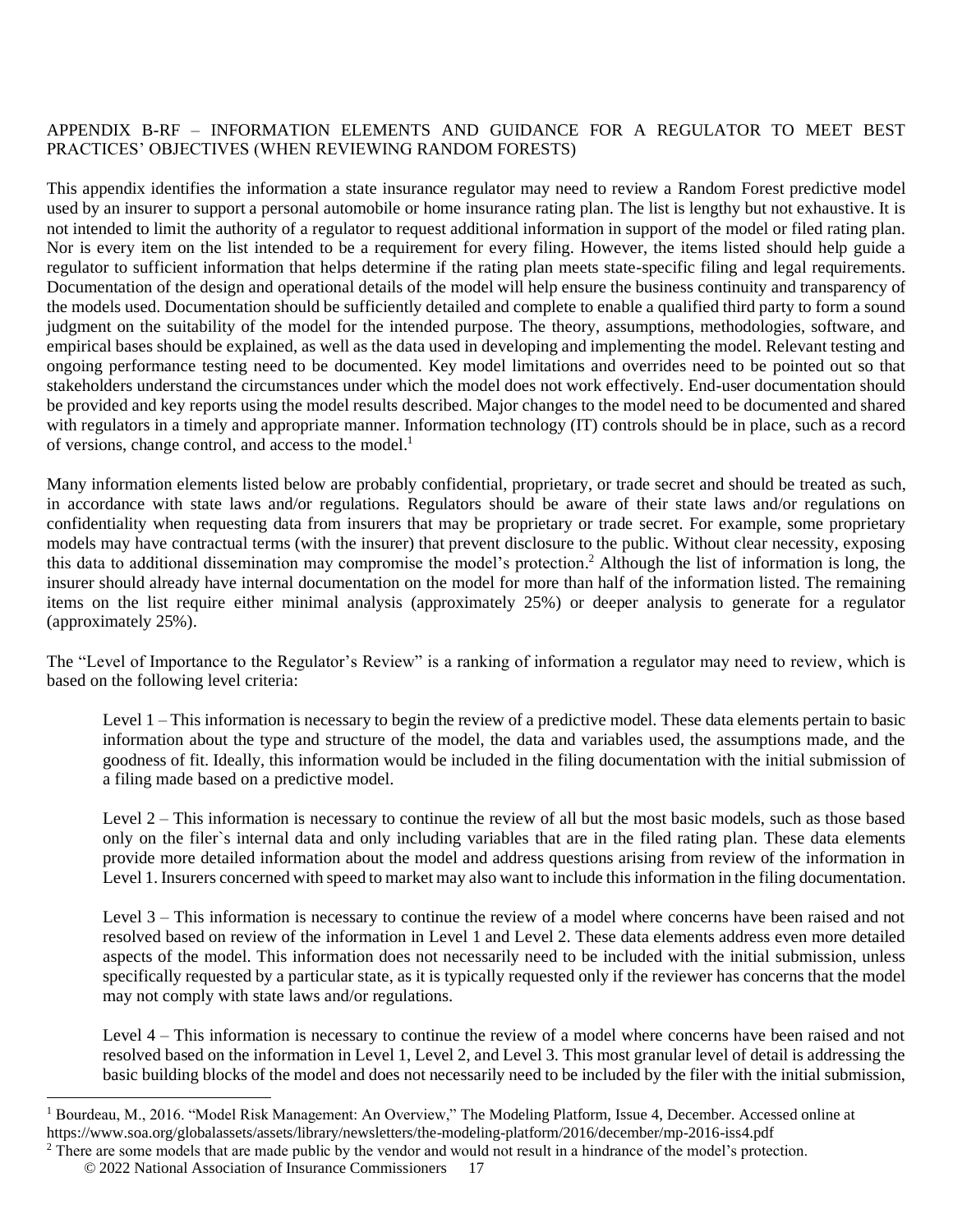# APPENDIX B-RF – INFORMATION ELEMENTS AND GUIDANCE FOR A REGULATOR TO MEET BEST PRACTICES' OBJECTIVES (WHEN REVIEWING RANDOM FORESTS)

This appendix identifies the information a state insurance regulator may need to review a Random Forest predictive model used by an insurer to support a personal automobile or home insurance rating plan. The list is lengthy but not exhaustive. It is not intended to limit the authority of a regulator to request additional information in support of the model or filed rating plan. Nor is every item on the list intended to be a requirement for every filing. However, the items listed should help guide a regulator to sufficient information that helps determine if the rating plan meets state-specific filing and legal requirements. Documentation of the design and operational details of the model will help ensure the business continuity and transparency of the models used. Documentation should be sufficiently detailed and complete to enable a qualified third party to form a sound judgment on the suitability of the model for the intended purpose. The theory, assumptions, methodologies, software, and empirical bases should be explained, as well as the data used in developing and implementing the model. Relevant testing and ongoing performance testing need to be documented. Key model limitations and overrides need to be pointed out so that stakeholders understand the circumstances under which the model does not work effectively. End-user documentation should be provided and key reports using the model results described. Major changes to the model need to be documented and shared with regulators in a timely and appropriate manner. Information technology (IT) controls should be in place, such as a record of versions, change control, and access to the model.[1]

Many information elements listed below are probably confidential, proprietary, or trade secret and should be treated as such, in accordance with state laws and/or regulations. Regulators should be aware of their state laws and/or regulations on confidentiality when requesting data from insurers that may be proprietary or trade secret. For example, some proprietary models may have contractual terms (with the insurer) that prevent disclosure to the public. Without clear necessity, exposing this data to additional dissemination may compromise the model's protection.[2] Although the list of information is long, the insurer should already have internal documentation on the model for more than half of the information listed. The remaining items on the list require either minimal analysis (approximately 25%) or deeper analysis to generate for a regulator (approximately 25%).

The "Level of Importance to the Regulator's Review" is a ranking of information a regulator may need to review, which is based on the following level criteria:

> Level 1 – This information is necessary to begin the review of a predictive model. These data elements pertain to basic information about the type and structure of the model, the data and variables used, the assumptions made, and the goodness of fit. Ideally, this information would be included in the filing documentation with the initial submission of a filing made based on a predictive model.
>
> Level 2 – This information is necessary to continue the review of all but the most basic models, such as those based only on the filer`s internal data and only including variables that are in the filed rating plan. These data elements provide more detailed information about the model and address questions arising from review of the information in Level 1. Insurers concerned with speed to market may also want to include this information in the filing documentation.
>
> Level 3 – This information is necessary to continue the review of a model where concerns have been raised and not resolved based on review of the information in Level 1 and Level 2. These data elements address even more detailed aspects of the model. This information does not necessarily need to be included with the initial submission, unless specifically requested by a particular state, as it is typically requested only if the reviewer has concerns that the model may not comply with state laws and/or regulations.
>
> Level 4 – This information is necessary to continue the review of a model where concerns have been raised and not resolved based on the information in Level 1, Level 2, and Level 3. This most granular level of detail is addressing the basic building blocks of the model and does not necessarily need to be included by the filer with the initial submission,

---

[1] Bourdeau, M., 2016. "Model Risk Management: An Overview," The Modeling Platform, Issue 4, December. Accessed online at https://www.soa.org/globalassets/assets/library/newsletters/the-modeling-platform/2016/december/mp-2016-iss4.pdf

[2] There are some models that are made public by the vendor and would not result in a hindrance of the model's protection.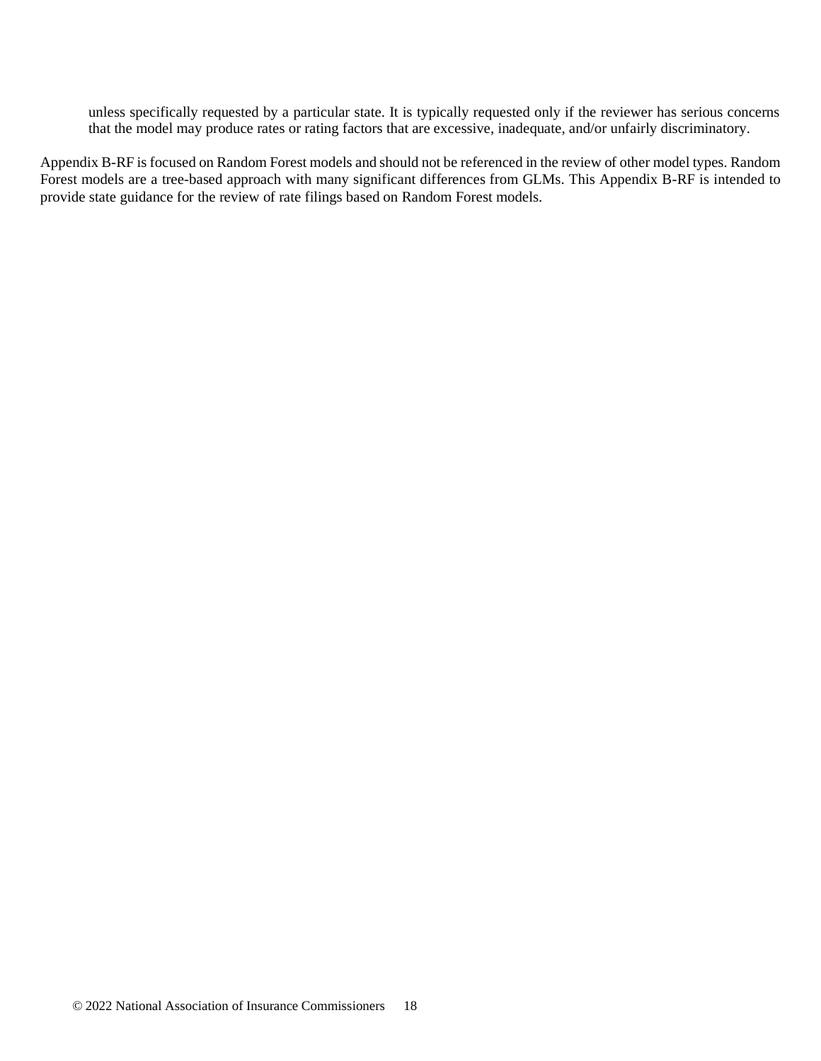unless specifically requested by a particular state. It is typically requested only if the reviewer has serious concerns that the model may produce rates or rating factors that are excessive, inadequate, and/or unfairly discriminatory.

Appendix B-RF is focused on Random Forest models and should not be referenced in the review of other model types. Random Forest models are a tree-based approach with many significant differences from GLMs. This Appendix B-RF is intended to provide state guidance for the review of rate filings based on Random Forest models.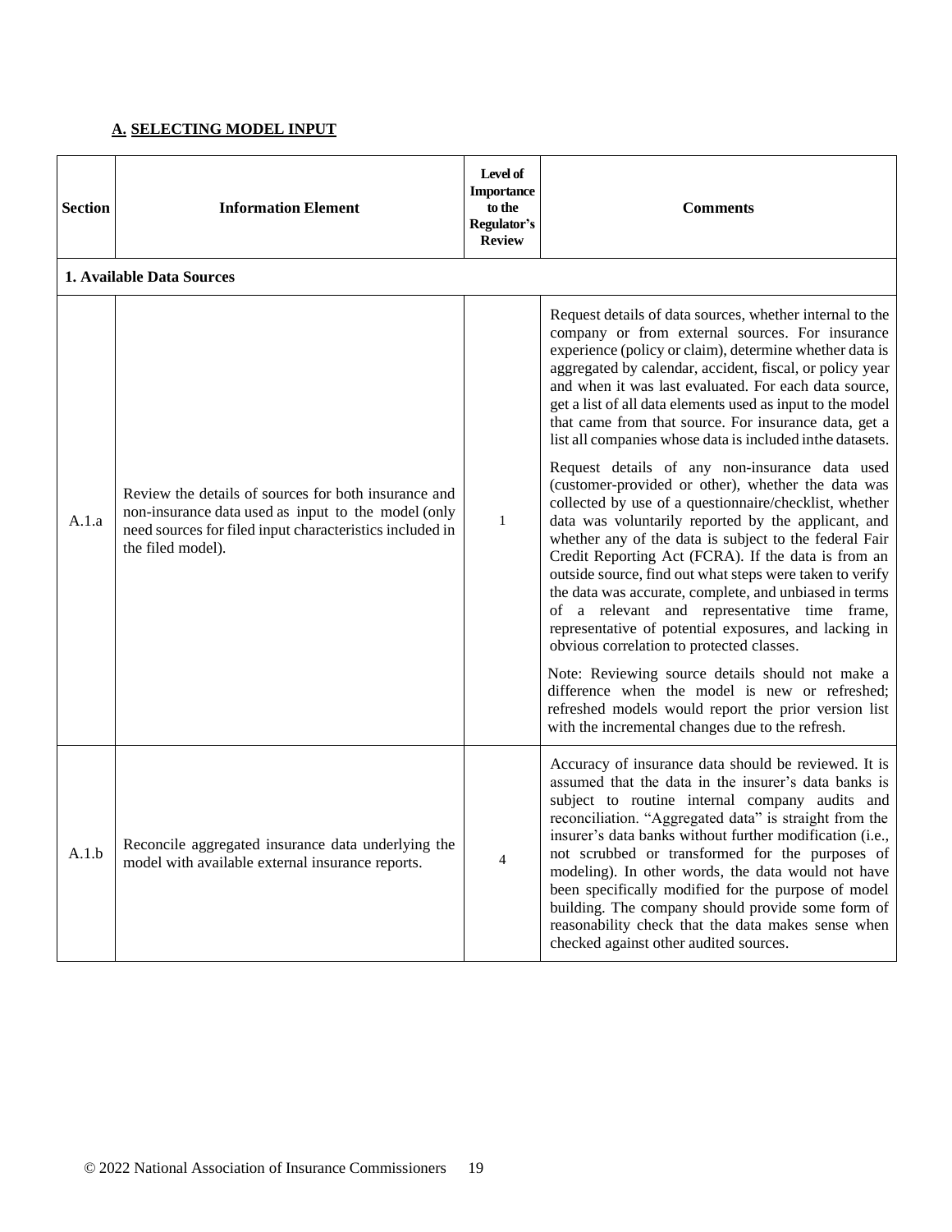## A. SELECTING MODEL INPUT

| Section | Information Element | Level of Importance to the Regulator's Review | Comments |
|---|---|---|---|
| **1. Available Data Sources** | | | |
| A.1.a | Review the details of sources for both insurance and non-insurance data used as input to the model (only need sources for filed input characteristics included in the filed model). | 1 | Request details of data sources, whether internal to the company or from external sources. For insurance experience (policy or claim), determine whether data is aggregated by calendar, accident, fiscal, or policy year and when it was last evaluated. For each data source, get a list of all data elements used as input to the model that came from that source. For insurance data, get a list all companies whose data is included inthe datasets.<br><br>Request details of any non-insurance data used (customer-provided or other), whether the data was collected by use of a questionnaire/checklist, whether data was voluntarily reported by the applicant, and whether any of the data is subject to the federal Fair Credit Reporting Act (FCRA). If the data is from an outside source, find out what steps were taken to verify the data was accurate, complete, and unbiased in terms of a relevant and representative time frame, representative of potential exposures, and lacking in obvious correlation to protected classes.<br><br>Note: Reviewing source details should not make a difference when the model is new or refreshed; refreshed models would report the prior version list with the incremental changes due to the refresh. |
| A.1.b | Reconcile aggregated insurance data underlying the model with available external insurance reports. | 4 | Accuracy of insurance data should be reviewed. It is assumed that the data in the insurer's data banks is subject to routine internal company audits and reconciliation. "Aggregated data" is straight from the insurer's data banks without further modification (i.e., not scrubbed or transformed for the purposes of modeling). In other words, the data would not have been specifically modified for the purpose of model building. The company should provide some form of reasonability check that the data makes sense when checked against other audited sources. |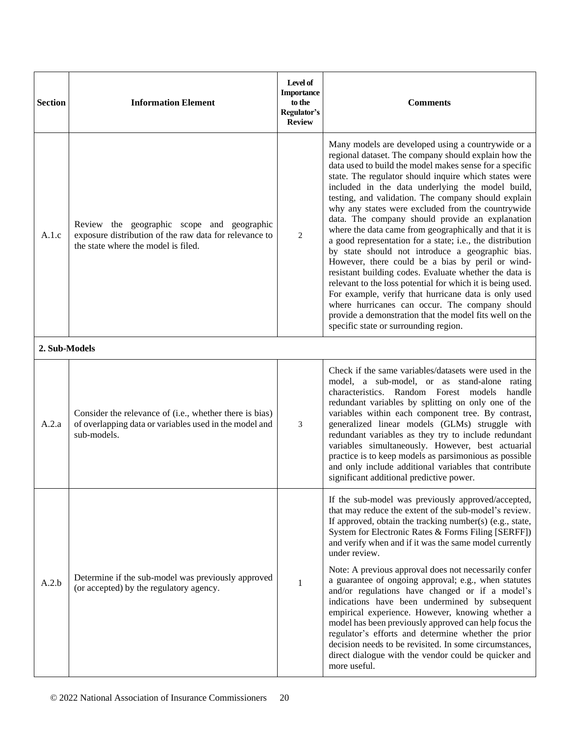| Section | Information Element | Level of Importance to the Regulator's Review | Comments |
|---|---|---|---|
| A.1.c | Review the geographic scope and geographic exposure distribution of the raw data for relevance to the state where the model is filed. | 2 | Many models are developed using a countrywide or a regional dataset. The company should explain how the data used to build the model makes sense for a specific state. The regulator should inquire which states were included in the data underlying the model build, testing, and validation. The company should explain why any states were excluded from the countrywide data. The company should provide an explanation where the data came from geographically and that it is a good representation for a state; i.e., the distribution by state should not introduce a geographic bias. However, there could be a bias by peril or wind-resistant building codes. Evaluate whether the data is relevant to the loss potential for which it is being used. For example, verify that hurricane data is only used where hurricanes can occur. The company should provide a demonstration that the model fits well on the specific state or surrounding region. |
| **2. Sub-Models** | | | |
| A.2.a | Consider the relevance of (i.e., whether there is bias) of overlapping data or variables used in the model and sub-models. | 3 | Check if the same variables/datasets were used in the model, a sub-model, or as stand-alone rating characteristics. Random Forest models handle redundant variables by splitting on only one of the variables within each component tree. By contrast, generalized linear models (GLMs) struggle with redundant variables as they try to include redundant variables simultaneously. However, best actuarial practice is to keep models as parsimonious as possible and only include additional variables that contribute significant additional predictive power. |
| A.2.b | Determine if the sub-model was previously approved (or accepted) by the regulatory agency. | 1 | If the sub-model was previously approved/accepted, that may reduce the extent of the sub-model's review. If approved, obtain the tracking number(s) (e.g., state, System for Electronic Rates & Forms Filing [SERFF]) and verify when and if it was the same model currently under review.<br><br>Note: A previous approval does not necessarily confer a guarantee of ongoing approval; e.g., when statutes and/or regulations have changed or if a model's indications have been undermined by subsequent empirical experience. However, knowing whether a model has been previously approved can help focus the regulator's efforts and determine whether the prior decision needs to be revisited. In some circumstances, direct dialogue with the vendor could be quicker and more useful. |

© 2022 National Association of Insurance Commissioners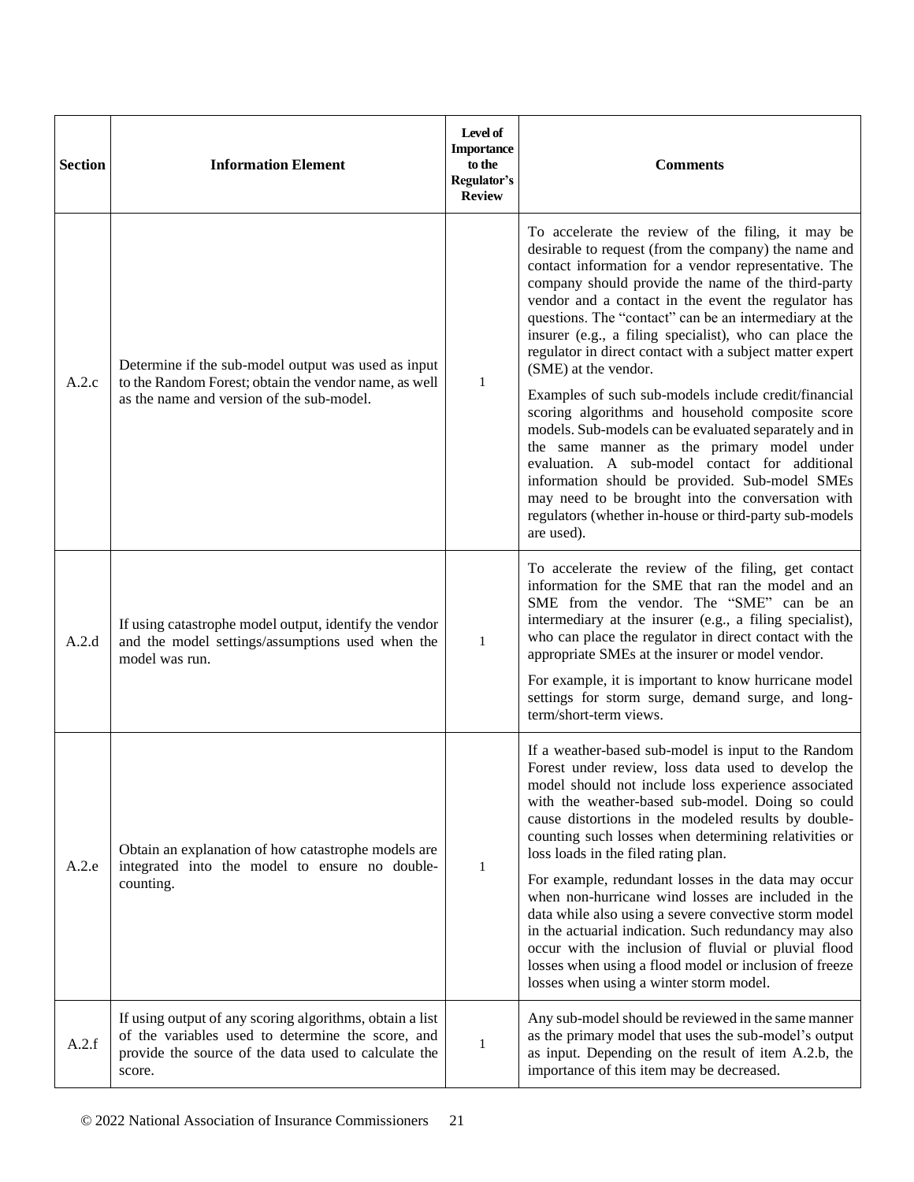| Section | Information Element | Level of Importance to the Regulator's Review | Comments |
|---|---|---|---|
| A.2.c | Determine if the sub-model output was used as input to the Random Forest; obtain the vendor name, as well as the name and version of the sub-model. | 1 | To accelerate the review of the filing, it may be desirable to request (from the company) the name and contact information for a vendor representative. The company should provide the name of the third-party vendor and a contact in the event the regulator has questions. The "contact" can be an intermediary at the insurer (e.g., a filing specialist), who can place the regulator in direct contact with a subject matter expert (SME) at the vendor.<br><br>Examples of such sub-models include credit/financial scoring algorithms and household composite score models. Sub-models can be evaluated separately and in the same manner as the primary model under evaluation. A sub-model contact for additional information should be provided. Sub-model SMEs may need to be brought into the conversation with regulators (whether in-house or third-party sub-models are used). |
| A.2.d | If using catastrophe model output, identify the vendor and the model settings/assumptions used when the model was run. | 1 | To accelerate the review of the filing, get contact information for the SME that ran the model and an SME from the vendor. The "SME" can be an intermediary at the insurer (e.g., a filing specialist), who can place the regulator in direct contact with the appropriate SMEs at the insurer or model vendor.<br><br>For example, it is important to know hurricane model settings for storm surge, demand surge, and long-term/short-term views. |
| A.2.e | Obtain an explanation of how catastrophe models are integrated into the model to ensure no double-counting. | 1 | If a weather-based sub-model is input to the Random Forest under review, loss data used to develop the model should not include loss experience associated with the weather-based sub-model. Doing so could cause distortions in the modeled results by double-counting such losses when determining relativities or loss loads in the filed rating plan.<br><br>For example, redundant losses in the data may occur when non-hurricane wind losses are included in the data while also using a severe convective storm model in the actuarial indication. Such redundancy may also occur with the inclusion of fluvial or pluvial flood losses when using a flood model or inclusion of freeze losses when using a winter storm model. |
| A.2.f | If using output of any scoring algorithms, obtain a list of the variables used to determine the score, and provide the source of the data used to calculate the score. | 1 | Any sub-model should be reviewed in the same manner as the primary model that uses the sub-model's output as input. Depending on the result of item A.2.b, the importance of this item may be decreased. |

© 2022 National Association of Insurance Commissioners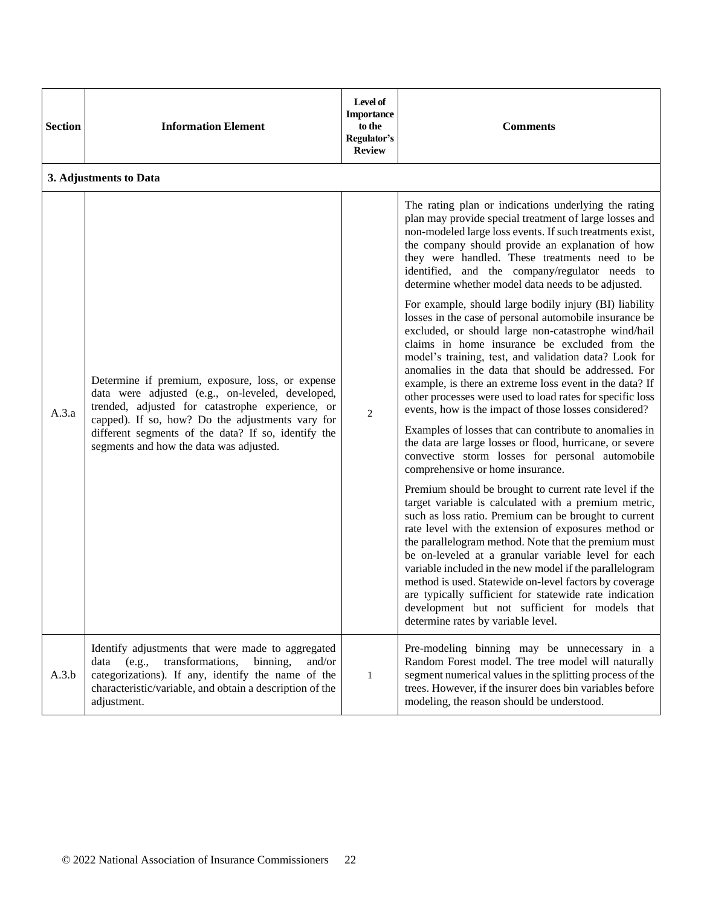| Section | Information Element | Level of Importance to the Regulator's Review | Comments |
|---|---|---|---|
| **3. Adjustments to Data** | | | |
| A.3.a | Determine if premium, exposure, loss, or expense data were adjusted (e.g., on-leveled, developed, trended, adjusted for catastrophe experience, or capped). If so, how? Do the adjustments vary for different segments of the data? If so, identify the segments and how the data was adjusted. | 2 | The rating plan or indications underlying the rating plan may provide special treatment of large losses and non-modeled large loss events. If such treatments exist, the company should provide an explanation of how they were handled. These treatments need to be identified, and the company/regulator needs to determine whether model data needs to be adjusted.<br><br>For example, should large bodily injury (BI) liability losses in the case of personal automobile insurance be excluded, or should large non-catastrophe wind/hail claims in home insurance be excluded from the model's training, test, and validation data? Look for anomalies in the data that should be addressed. For example, is there an extreme loss event in the data? If other processes were used to load rates for specific loss events, how is the impact of those losses considered?<br><br>Examples of losses that can contribute to anomalies in the data are large losses or flood, hurricane, or severe convective storm losses for personal automobile comprehensive or home insurance.<br><br>Premium should be brought to current rate level if the target variable is calculated with a premium metric, such as loss ratio. Premium can be brought to current rate level with the extension of exposures method or the parallelogram method. Note that the premium must be on-leveled at a granular variable level for each variable included in the new model if the parallelogram method is used. Statewide on-level factors by coverage are typically sufficient for statewide rate indication development but not sufficient for models that determine rates by variable level. |
| A.3.b | Identify adjustments that were made to aggregated data (e.g., transformations, binning, and/or categorizations). If any, identify the name of the characteristic/variable, and obtain a description of the adjustment. | 1 | Pre-modeling binning may be unnecessary in a Random Forest model. The tree model will naturally segment numerical values in the splitting process of the trees. However, if the insurer does bin variables before modeling, the reason should be understood. |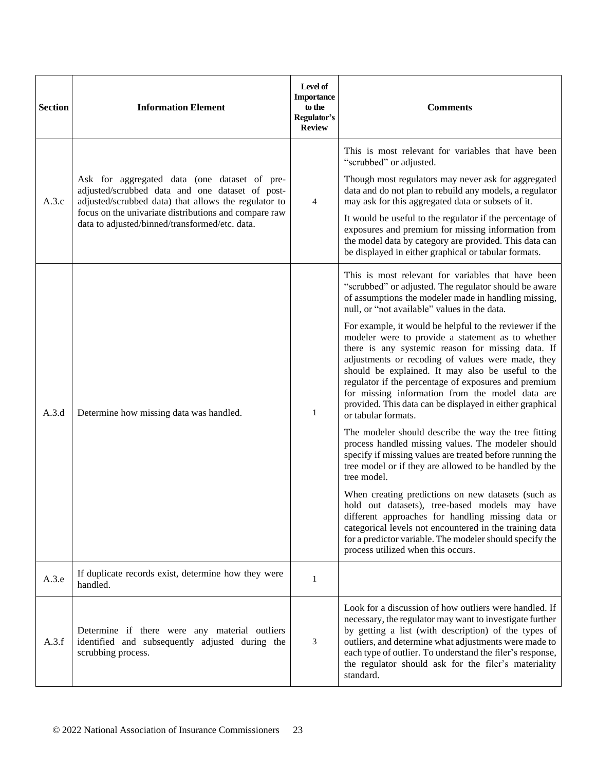| Section | Information Element | Level of Importance to the Regulator's Review | Comments |
|---|---|---|---|
| A.3.c | Ask for aggregated data (one dataset of pre-adjusted/scrubbed data and one dataset of post-adjusted/scrubbed data) that allows the regulator to focus on the univariate distributions and compare raw data to adjusted/binned/transformed/etc. data. | 4 | This is most relevant for variables that have been "scrubbed" or adjusted.<br><br>Though most regulators may never ask for aggregated data and do not plan to rebuild any models, a regulator may ask for this aggregated data or subsets of it.<br><br>It would be useful to the regulator if the percentage of exposures and premium for missing information from the model data by category are provided. This data can be displayed in either graphical or tabular formats. |
| A.3.d | Determine how missing data was handled. | 1 | This is most relevant for variables that have been "scrubbed" or adjusted. The regulator should be aware of assumptions the modeler made in handling missing, null, or "not available" values in the data.<br><br>For example, it would be helpful to the reviewer if the modeler were to provide a statement as to whether there is any systemic reason for missing data. If adjustments or recoding of values were made, they should be explained. It may also be useful to the regulator if the percentage of exposures and premium for missing information from the model data are provided. This data can be displayed in either graphical or tabular formats.<br><br>The modeler should describe the way the tree fitting process handled missing values. The modeler should specify if missing values are treated before running the tree model or if they are allowed to be handled by the tree model.<br><br>When creating predictions on new datasets (such as hold out datasets), tree-based models may have different approaches for handling missing data or categorical levels not encountered in the training data for a predictor variable. The modeler should specify the process utilized when this occurs. |
| A.3.e | If duplicate records exist, determine how they were handled. | 1 | |
| A.3.f | Determine if there were any material outliers identified and subsequently adjusted during the scrubbing process. | 3 | Look for a discussion of how outliers were handled. If necessary, the regulator may want to investigate further by getting a list (with description) of the types of outliers, and determine what adjustments were made to each type of outlier. To understand the filer's response, the regulator should ask for the filer's materiality standard. |

© 2022 National Association of Insurance Commissioners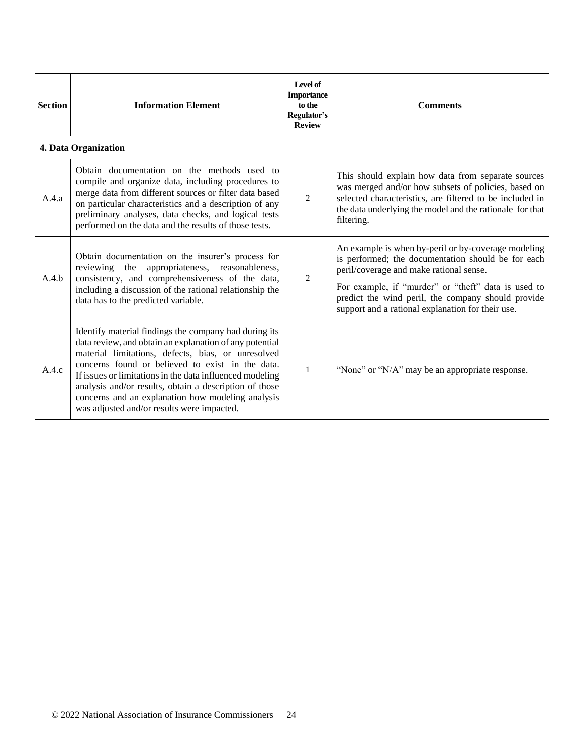| Section | Information Element | Level of Importance to the Regulator's Review | Comments |
|---|---|---|---|
| **4. Data Organization** | | | |
| A.4.a | Obtain documentation on the methods used to compile and organize data, including procedures to merge data from different sources or filter data based on particular characteristics and a description of any preliminary analyses, data checks, and logical tests performed on the data and the results of those tests. | 2 | This should explain how data from separate sources was merged and/or how subsets of policies, based on selected characteristics, are filtered to be included in the data underlying the model and the rationale for that filtering. |
| A.4.b | Obtain documentation on the insurer's process for reviewing the appropriateness, reasonableness, consistency, and comprehensiveness of the data, including a discussion of the rational relationship the data has to the predicted variable. | 2 | An example is when by-peril or by-coverage modeling is performed; the documentation should be for each peril/coverage and make rational sense.<br><br>For example, if "murder" or "theft" data is used to predict the wind peril, the company should provide support and a rational explanation for their use. |
| A.4.c | Identify material findings the company had during its data review, and obtain an explanation of any potential material limitations, defects, bias, or unresolved concerns found or believed to exist in the data. If issues or limitations in the data influenced modeling analysis and/or results, obtain a description of those concerns and an explanation how modeling analysis was adjusted and/or results were impacted. | 1 | "None" or "N/A" may be an appropriate response. |

© 2022 National Association of Insurance Commissioners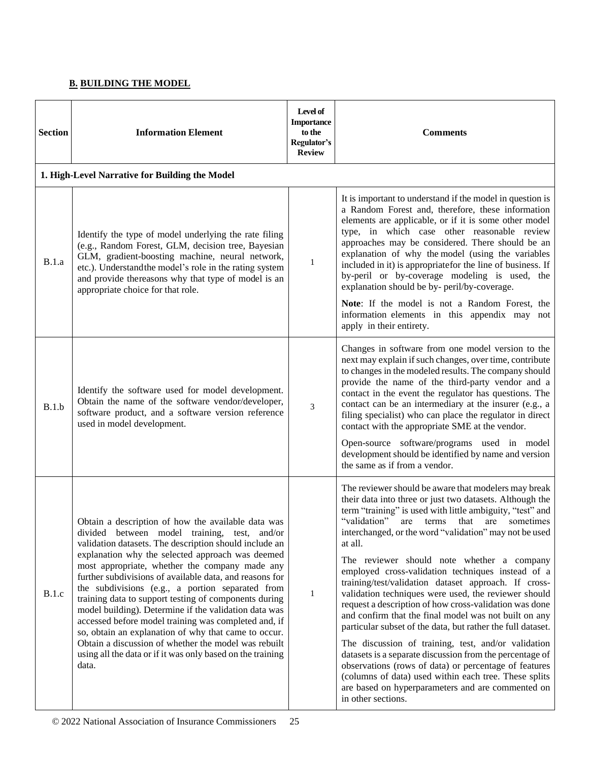## B. BUILDING THE MODEL

| Section | Information Element | Level of Importance to the Regulator's Review | Comments |
|---|---|---|---|
| **1. High-Level Narrative for Building the Model** | | | |
| B.1.a | Identify the type of model underlying the rate filing (e.g., Random Forest, GLM, decision tree, Bayesian GLM, gradient-boosting machine, neural network, etc.). Understand the model's role in the rating system and provide the reasons why that type of model is an appropriate choice for that role. | 1 | It is important to understand if the model in question is a Random Forest and, therefore, these information elements are applicable, or if it is some other model type, in which case other reasonable review approaches may be considered. There should be an explanation of why the model (using the variables included in it) is appropriate for the line of business. If by-peril or by-coverage modeling is used, the explanation should be by-peril/by-coverage.<br><br>**Note**: If the model is not a Random Forest, the information elements in this appendix may not apply in their entirety. |
| B.1.b | Identify the software used for model development. Obtain the name of the software vendor/developer, software product, and a software version reference used in model development. | 3 | Changes in software from one model version to the next may explain if such changes, over time, contribute to changes in the modeled results. The company should provide the name of the third-party vendor and a contact in the event the regulator has questions. The contact can be an intermediary at the insurer (e.g., a filing specialist) who can place the regulator in direct contact with the appropriate SME at the vendor.<br><br>Open-source software/programs used in model development should be identified by name and version the same as if from a vendor. |
| B.1.c | Obtain a description of how the available data was divided between model training, test, and/or validation datasets. The description should include an explanation why the selected approach was deemed most appropriate, whether the company made any further subdivisions of available data, and reasons for the subdivisions (e.g., a portion separated from training data to support testing of components during model building). Determine if the validation data was accessed before model training was completed and, if so, obtain an explanation of why that came to occur. Obtain a discussion of whether the model was rebuilt using all the data or if it was only based on the training data. | 1 | The reviewer should be aware that modelers may break their data into three or just two datasets. Although the term "training" is used with little ambiguity, "test" and "validation" are terms that are sometimes interchanged, or the word "validation" may not be used at all.<br><br>The reviewer should note whether a company employed cross-validation techniques instead of a training/test/validation dataset approach. If cross-validation techniques were used, the reviewer should request a description of how cross-validation was done and confirm that the final model was not built on any particular subset of the data, but rather the full dataset.<br><br>The discussion of training, test, and/or validation datasets is a separate discussion from the percentage of observations (rows of data) or percentage of features (columns of data) used within each tree. These splits are based on hyperparameters and are commented on in other sections. |

© 2022 National Association of Insurance Commissioners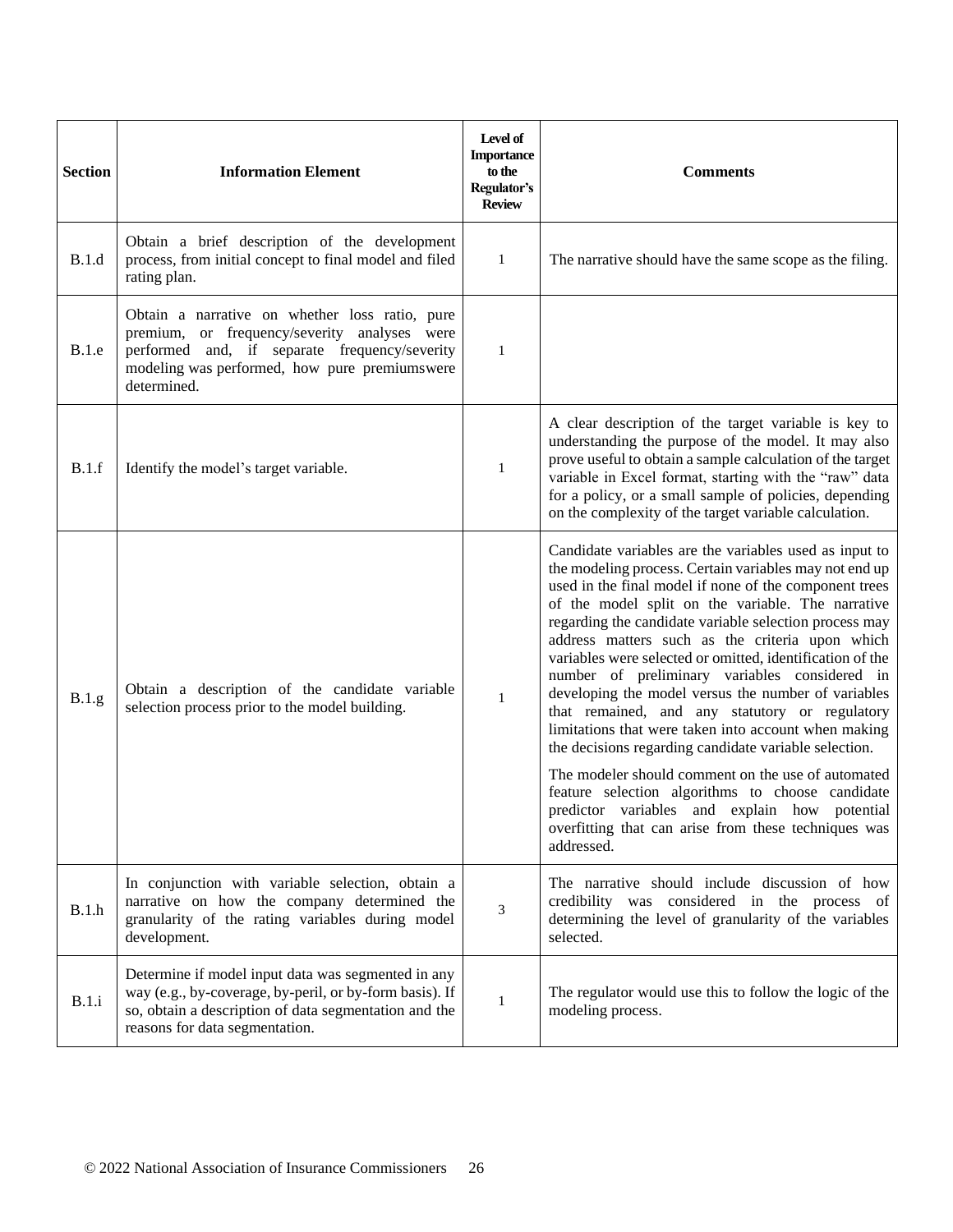| Section | Information Element | Level of Importance to the Regulator's Review | Comments |
|---|---|---|---|
| B.1.d | Obtain a brief description of the development process, from initial concept to final model and filed rating plan. | 1 | The narrative should have the same scope as the filing. |
| B.1.e | Obtain a narrative on whether loss ratio, pure premium, or frequency/severity analyses were performed and, if separate frequency/severity modeling was performed, how pure premiumswere determined. | 1 | |
| B.1.f | Identify the model's target variable. | 1 | A clear description of the target variable is key to understanding the purpose of the model. It may also prove useful to obtain a sample calculation of the target variable in Excel format, starting with the "raw" data for a policy, or a small sample of policies, depending on the complexity of the target variable calculation. |
| B.1.g | Obtain a description of the candidate variable selection process prior to the model building. | 1 | Candidate variables are the variables used as input to the modeling process. Certain variables may not end up used in the final model if none of the component trees of the model split on the variable. The narrative regarding the candidate variable selection process may address matters such as the criteria upon which variables were selected or omitted, identification of the number of preliminary variables considered in developing the model versus the number of variables that remained, and any statutory or regulatory limitations that were taken into account when making the decisions regarding candidate variable selection.<br><br>The modeler should comment on the use of automated feature selection algorithms to choose candidate predictor variables and explain how potential overfitting that can arise from these techniques was addressed. |
| B.1.h | In conjunction with variable selection, obtain a narrative on how the company determined the granularity of the rating variables during model development. | 3 | The narrative should include discussion of how credibility was considered in the process of determining the level of granularity of the variables selected. |
| B.1.i | Determine if model input data was segmented in any way (e.g., by-coverage, by-peril, or by-form basis). If so, obtain a description of data segmentation and the reasons for data segmentation. | 1 | The regulator would use this to follow the logic of the modeling process. |

© 2022 National Association of Insurance Commissioners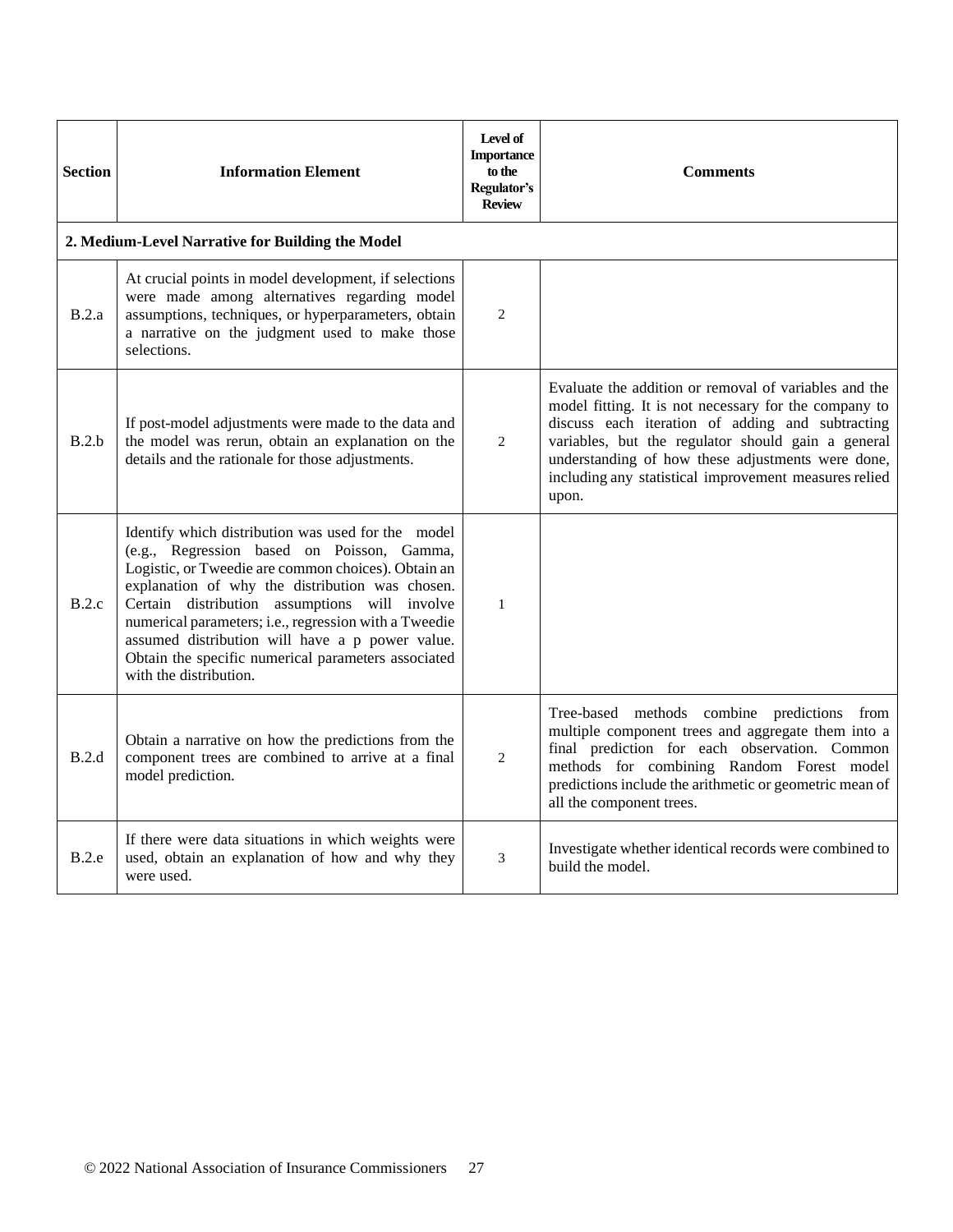| Section | Information Element | Level of Importance to the Regulator's Review | Comments |
|---|---|---|---|
| **2. Medium-Level Narrative for Building the Model** | | | |
| B.2.a | At crucial points in model development, if selections were made among alternatives regarding model assumptions, techniques, or hyperparameters, obtain a narrative on the judgment used to make those selections. | 2 | |
| B.2.b | If post-model adjustments were made to the data and the model was rerun, obtain an explanation on the details and the rationale for those adjustments. | 2 | Evaluate the addition or removal of variables and the model fitting. It is not necessary for the company to discuss each iteration of adding and subtracting variables, but the regulator should gain a general understanding of how these adjustments were done, including any statistical improvement measures relied upon. |
| B.2.c | Identify which distribution was used for the model (e.g., Regression based on Poisson, Gamma, Logistic, or Tweedie are common choices). Obtain an explanation of why the distribution was chosen. Certain distribution assumptions will involve numerical parameters; i.e., regression with a Tweedie assumed distribution will have a p power value. Obtain the specific numerical parameters associated with the distribution. | 1 | |
| B.2.d | Obtain a narrative on how the predictions from the component trees are combined to arrive at a final model prediction. | 2 | Tree-based methods combine predictions from multiple component trees and aggregate them into a final prediction for each observation. Common methods for combining Random Forest model predictions include the arithmetic or geometric mean of all the component trees. |
| B.2.e | If there were data situations in which weights were used, obtain an explanation of how and why they were used. | 3 | Investigate whether identical records were combined to build the model. |

© 2022 National Association of Insurance Commissioners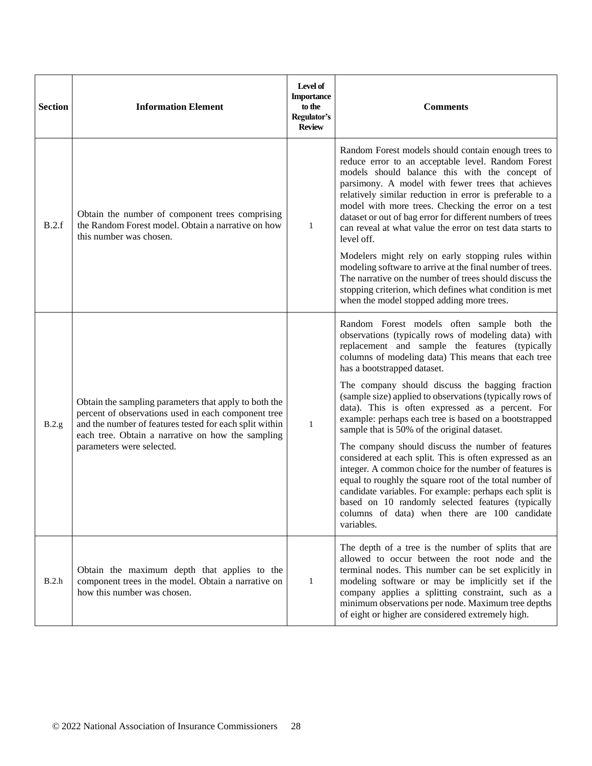| Section | Information Element | Level of Importance to the Regulator's Review | Comments |
|---|---|---|---|
| B.2.f | Obtain the number of component trees comprising the Random Forest model. Obtain a narrative on how this number was chosen. | 1 | Random Forest models should contain enough trees to reduce error to an acceptable level. Random Forest models should balance this with the concept of parsimony. A model with fewer trees that achieves relatively similar reduction in error is preferable to a model with more trees. Checking the error on a test dataset or out of bag error for different numbers of trees can reveal at what value the error on test data starts to level off.<br><br>Modelers might rely on early stopping rules within modeling software to arrive at the final number of trees. The narrative on the number of trees should discuss the stopping criterion, which defines what condition is met when the model stopped adding more trees. |
| B.2.g | Obtain the sampling parameters that apply to both the percent of observations used in each component tree and the number of features tested for each split within each tree. Obtain a narrative on how the sampling parameters were selected. | 1 | Random Forest models often sample both the observations (typically rows of modeling data) with replacement and sample the features (typically columns of modeling data) This means that each tree has a bootstrapped dataset.<br><br>The company should discuss the bagging fraction (sample size) applied to observations (typically rows of data). This is often expressed as a percent. For example: perhaps each tree is based on a bootstrapped sample that is 50% of the original dataset.<br><br>The company should discuss the number of features considered at each split. This is often expressed as an integer. A common choice for the number of features is equal to roughly the square root of the total number of candidate variables. For example: perhaps each split is based on 10 randomly selected features (typically columns of data) when there are 100 candidate variables. |
| B.2.h | Obtain the maximum depth that applies to the component trees in the model. Obtain a narrative on how this number was chosen. | 1 | The depth of a tree is the number of splits that are allowed to occur between the root node and the terminal nodes. This number can be set explicitly in modeling software or may be implicitly set if the company applies a splitting constraint, such as a minimum observations per node. Maximum tree depths of eight or higher are considered extremely high. |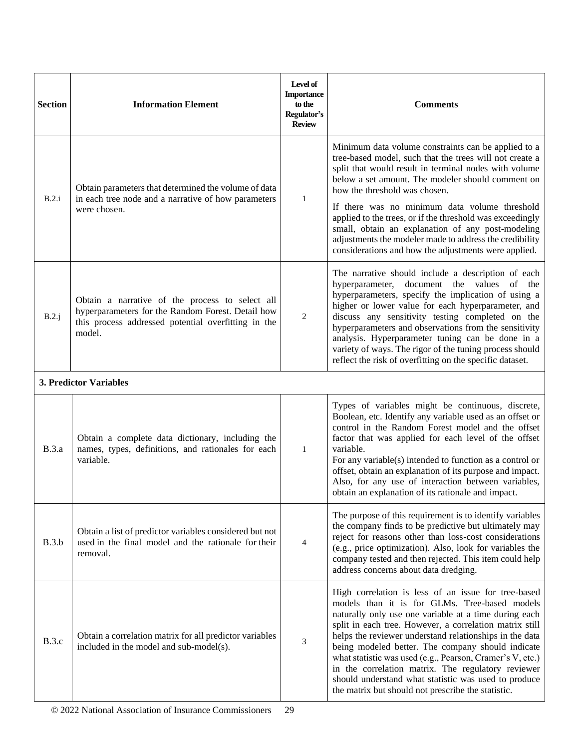| Section | Information Element | Level of Importance to the Regulator's Review | Comments |
|---|---|---|---|
| B.2.i | Obtain parameters that determined the volume of data in each tree node and a narrative of how parameters were chosen. | 1 | Minimum data volume constraints can be applied to a tree-based model, such that the trees will not create a split that would result in terminal nodes with volume below a set amount. The modeler should comment on how the threshold was chosen.<br><br>If there was no minimum data volume threshold applied to the trees, or if the threshold was exceedingly small, obtain an explanation of any post-modeling adjustments the modeler made to address the credibility considerations and how the adjustments were applied. |
| B.2.j | Obtain a narrative of the process to select all hyperparameters for the Random Forest. Detail how this process addressed potential overfitting in the model. | 2 | The narrative should include a description of each hyperparameter, document the values of the hyperparameters, specify the implication of using a higher or lower value for each hyperparameter, and discuss any sensitivity testing completed on the hyperparameters and observations from the sensitivity analysis. Hyperparameter tuning can be done in a variety of ways. The rigor of the tuning process should reflect the risk of overfitting on the specific dataset. |
| **3. Predictor Variables** | | | |
| B.3.a | Obtain a complete data dictionary, including the names, types, definitions, and rationales for each variable. | 1 | Types of variables might be continuous, discrete, Boolean, etc. Identify any variable used as an offset or control in the Random Forest model and the offset factor that was applied for each level of the offset variable.<br>For any variable(s) intended to function as a control or offset, obtain an explanation of its purpose and impact. Also, for any use of interaction between variables, obtain an explanation of its rationale and impact. |
| B.3.b | Obtain a list of predictor variables considered but not used in the final model and the rationale for their removal. | 4 | The purpose of this requirement is to identify variables the company finds to be predictive but ultimately may reject for reasons other than loss-cost considerations (e.g., price optimization). Also, look for variables the company tested and then rejected. This item could help address concerns about data dredging. |
| B.3.c | Obtain a correlation matrix for all predictor variables included in the model and sub-model(s). | 3 | High correlation is less of an issue for tree-based models than it is for GLMs. Tree-based models naturally only use one variable at a time during each split in each tree. However, a correlation matrix still helps the reviewer understand relationships in the data being modeled better. The company should indicate what statistic was used (e.g., Pearson, Cramer's V, etc.) in the correlation matrix. The regulatory reviewer should understand what statistic was used to produce the matrix but should not prescribe the statistic. |

© 2022 National Association of Insurance Commissioners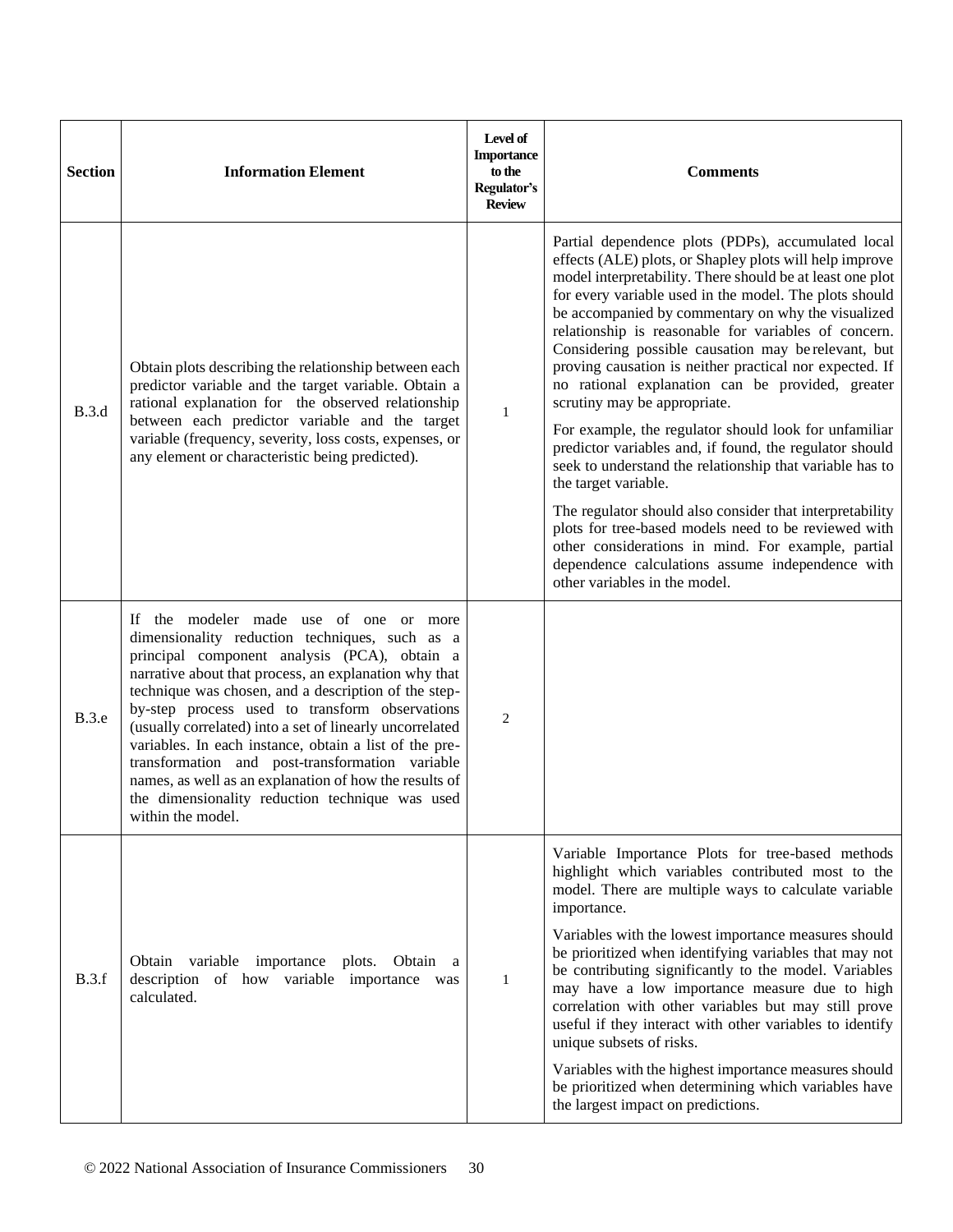| Section | Information Element | Level of Importance to the Regulator's Review | Comments |
|---|---|---|---|
| B.3.d | Obtain plots describing the relationship between each predictor variable and the target variable. Obtain a rational explanation for the observed relationship between each predictor variable and the target variable (frequency, severity, loss costs, expenses, or any element or characteristic being predicted). | 1 | Partial dependence plots (PDPs), accumulated local effects (ALE) plots, or Shapley plots will help improve model interpretability. There should be at least one plot for every variable used in the model. The plots should be accompanied by commentary on why the visualized relationship is reasonable for variables of concern. Considering possible causation may be relevant, but proving causation is neither practical nor expected. If no rational explanation can be provided, greater scrutiny may be appropriate.<br><br>For example, the regulator should look for unfamiliar predictor variables and, if found, the regulator should seek to understand the relationship that variable has to the target variable.<br><br>The regulator should also consider that interpretability plots for tree-based models need to be reviewed with other considerations in mind. For example, partial dependence calculations assume independence with other variables in the model. |
| B.3.e | If the modeler made use of one or more dimensionality reduction techniques, such as a principal component analysis (PCA), obtain a narrative about that process, an explanation why that technique was chosen, and a description of the step-by-step process used to transform observations (usually correlated) into a set of linearly uncorrelated variables. In each instance, obtain a list of the pre-transformation and post-transformation variable names, as well as an explanation of how the results of the dimensionality reduction technique was used within the model. | 2 | |
| B.3.f | Obtain variable importance plots. Obtain a description of how variable importance was calculated. | 1 | Variable Importance Plots for tree-based methods highlight which variables contributed most to the model. There are multiple ways to calculate variable importance.<br><br>Variables with the lowest importance measures should be prioritized when identifying variables that may not be contributing significantly to the model. Variables may have a low importance measure due to high correlation with other variables but may still prove useful if they interact with other variables to identify unique subsets of risks.<br><br>Variables with the highest importance measures should be prioritized when determining which variables have the largest impact on predictions. |

© 2022 National Association of Insurance Commissioners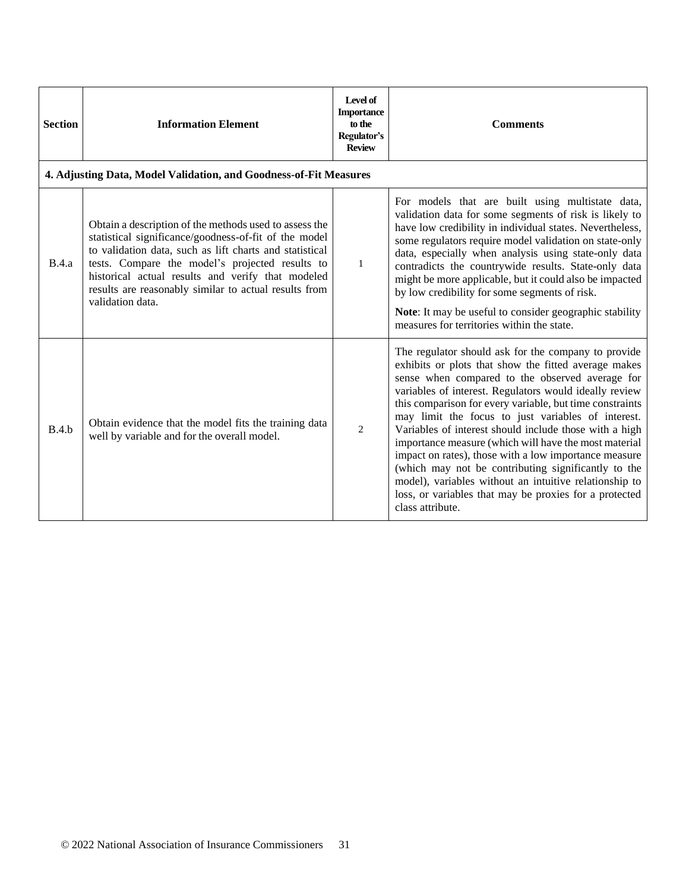| Section | Information Element | Level of Importance to the Regulator's Review | Comments |
|---|---|---|---|
| **4. Adjusting Data, Model Validation, and Goodness-of-Fit Measures** | | | |
| B.4.a | Obtain a description of the methods used to assess the statistical significance/goodness-of-fit of the model to validation data, such as lift charts and statistical tests. Compare the model's projected results to historical actual results and verify that modeled results are reasonably similar to actual results from validation data. | 1 | For models that are built using multistate data, validation data for some segments of risk is likely to have low credibility in individual states. Nevertheless, some regulators require model validation on state-only data, especially when analysis using state-only data contradicts the countrywide results. State-only data might be more applicable, but it could also be impacted by low credibility for some segments of risk.<br><br>**Note**: It may be useful to consider geographic stability measures for territories within the state. |
| B.4.b | Obtain evidence that the model fits the training data well by variable and for the overall model. | 2 | The regulator should ask for the company to provide exhibits or plots that show the fitted average makes sense when compared to the observed average for variables of interest. Regulators would ideally review this comparison for every variable, but time constraints may limit the focus to just variables of interest. Variables of interest should include those with a high importance measure (which will have the most material impact on rates), those with a low importance measure (which may not be contributing significantly to the model), variables without an intuitive relationship to loss, or variables that may be proxies for a protected class attribute. |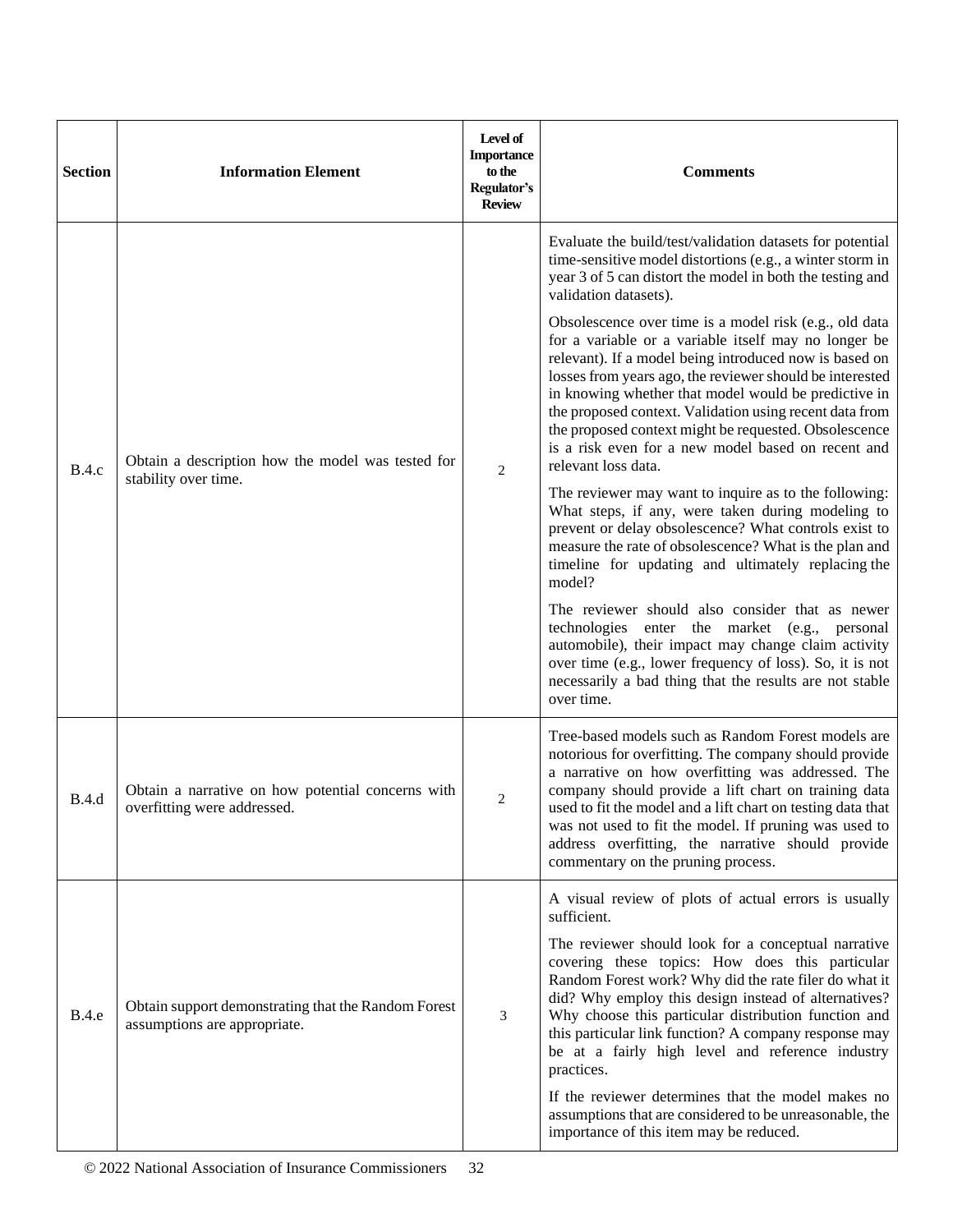| Section | Information Element | Level of Importance to the Regulator's Review | Comments |
|---|---|---|---|
| B.4.c | Obtain a description how the model was tested for stability over time. | 2 | Evaluate the build/test/validation datasets for potential time-sensitive model distortions (e.g., a winter storm in year 3 of 5 can distort the model in both the testing and validation datasets).<br><br>Obsolescence over time is a model risk (e.g., old data for a variable or a variable itself may no longer be relevant). If a model being introduced now is based on losses from years ago, the reviewer should be interested in knowing whether that model would be predictive in the proposed context. Validation using recent data from the proposed context might be requested. Obsolescence is a risk even for a new model based on recent and relevant loss data.<br><br>The reviewer may want to inquire as to the following: What steps, if any, were taken during modeling to prevent or delay obsolescence? What controls exist to measure the rate of obsolescence? What is the plan and timeline for updating and ultimately replacing the model?<br><br>The reviewer should also consider that as newer technologies enter the market (e.g., personal automobile), their impact may change claim activity over time (e.g., lower frequency of loss). So, it is not necessarily a bad thing that the results are not stable over time. |
| B.4.d | Obtain a narrative on how potential concerns with overfitting were addressed. | 2 | Tree-based models such as Random Forest models are notorious for overfitting. The company should provide a narrative on how overfitting was addressed. The company should provide a lift chart on training data used to fit the model and a lift chart on testing data that was not used to fit the model. If pruning was used to address overfitting, the narrative should provide commentary on the pruning process. |
| B.4.e | Obtain support demonstrating that the Random Forest assumptions are appropriate. | 3 | A visual review of plots of actual errors is usually sufficient.<br><br>The reviewer should look for a conceptual narrative covering these topics: How does this particular Random Forest work? Why did the rate filer do what it did? Why employ this design instead of alternatives? Why choose this particular distribution function and this particular link function? A company response may be at a fairly high level and reference industry practices.<br><br>If the reviewer determines that the model makes no assumptions that are considered to be unreasonable, the importance of this item may be reduced. |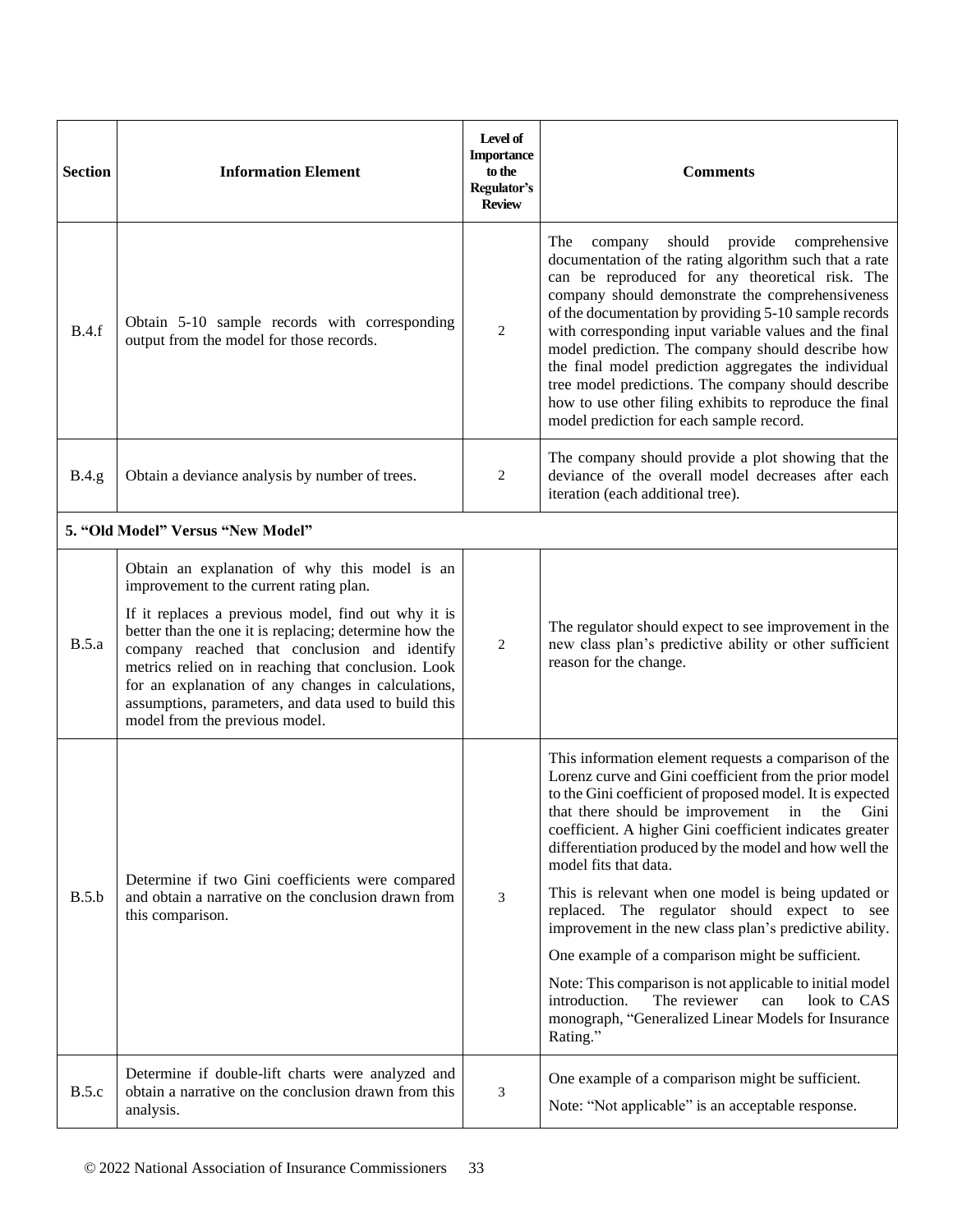| Section | Information Element | Level of Importance to the Regulator's Review | Comments |
|---|---|---|---|
| B.4.f | Obtain 5-10 sample records with corresponding output from the model for those records. | 2 | The company should provide comprehensive documentation of the rating algorithm such that a rate can be reproduced for any theoretical risk. The company should demonstrate the comprehensiveness of the documentation by providing 5-10 sample records with corresponding input variable values and the final model prediction. The company should describe how the final model prediction aggregates the individual tree model predictions. The company should describe how to use other filing exhibits to reproduce the final model prediction for each sample record. |
| B.4.g | Obtain a deviance analysis by number of trees. | 2 | The company should provide a plot showing that the deviance of the overall model decreases after each iteration (each additional tree). |
| **5. "Old Model" Versus "New Model"** | | | |
| B.5.a | Obtain an explanation of why this model is an improvement to the current rating plan.<br><br>If it replaces a previous model, find out why it is better than the one it is replacing; determine how the company reached that conclusion and identify metrics relied on in reaching that conclusion. Look for an explanation of any changes in calculations, assumptions, parameters, and data used to build this model from the previous model. | 2 | The regulator should expect to see improvement in the new class plan's predictive ability or other sufficient reason for the change. |
| B.5.b | Determine if two Gini coefficients were compared and obtain a narrative on the conclusion drawn from this comparison. | 3 | This information element requests a comparison of the Lorenz curve and Gini coefficient from the prior model to the Gini coefficient of proposed model. It is expected that there should be improvement in the Gini coefficient. A higher Gini coefficient indicates greater differentiation produced by the model and how well the model fits that data.<br><br>This is relevant when one model is being updated or replaced. The regulator should expect to see improvement in the new class plan's predictive ability.<br><br>One example of a comparison might be sufficient.<br><br>Note: This comparison is not applicable to initial model introduction. The reviewer can look to CAS monograph, "Generalized Linear Models for Insurance Rating." |
| B.5.c | Determine if double-lift charts were analyzed and obtain a narrative on the conclusion drawn from this analysis. | 3 | One example of a comparison might be sufficient.<br><br>Note: "Not applicable" is an acceptable response. |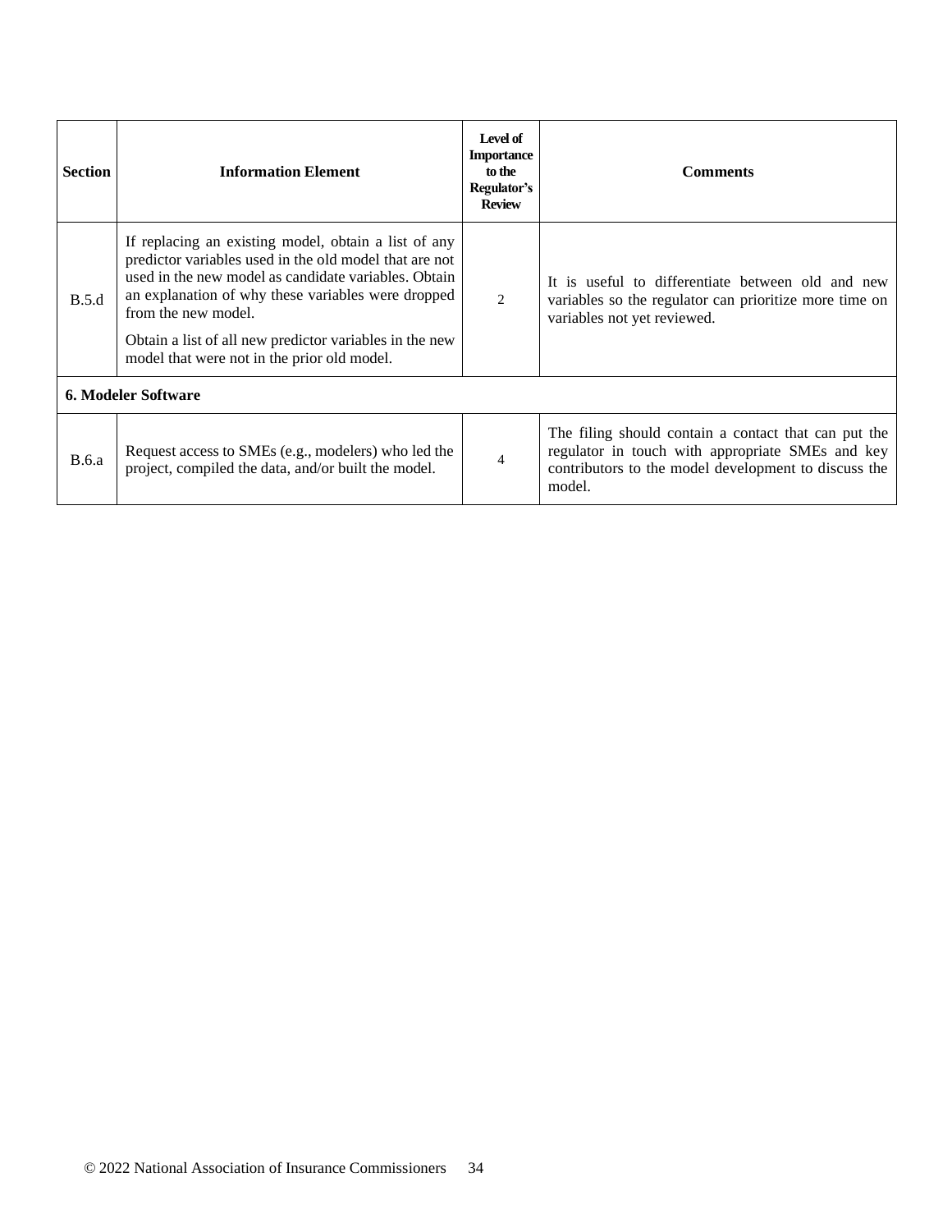| Section | Information Element | Level of Importance to the Regulator's Review | Comments |
|---|---|---|---|
| B.5.d | If replacing an existing model, obtain a list of any predictor variables used in the old model that are not used in the new model as candidate variables. Obtain an explanation of why these variables were dropped from the new model.<br><br>Obtain a list of all new predictor variables in the new model that were not in the prior old model. | 2 | It is useful to differentiate between old and new variables so the regulator can prioritize more time on variables not yet reviewed. |
| **6. Modeler Software** | | | |
| B.6.a | Request access to SMEs (e.g., modelers) who led the project, compiled the data, and/or built the model. | 4 | The filing should contain a contact that can put the regulator in touch with appropriate SMEs and key contributors to the model development to discuss the model. |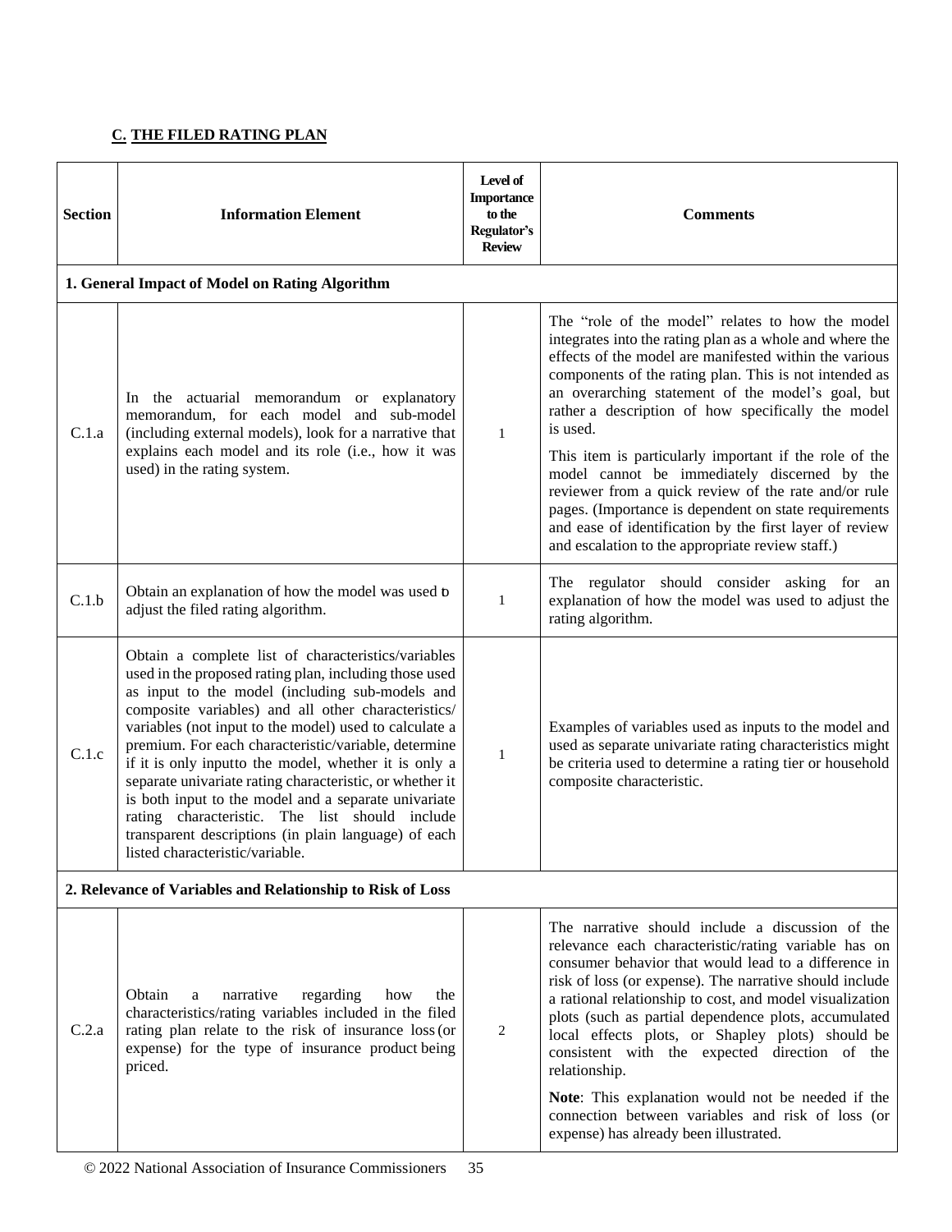## C. THE FILED RATING PLAN

| Section | Information Element | Level of Importance to the Regulator's Review | Comments |
|---|---|---|---|
| **1. General Impact of Model on Rating Algorithm** | | | |
| C.1.a | In the actuarial memorandum or explanatory memorandum, for each model and sub-model (including external models), look for a narrative that explains each model and its role (i.e., how it was used) in the rating system. | 1 | The "role of the model" relates to how the model integrates into the rating plan as a whole and where the effects of the model are manifested within the various components of the rating plan. This is not intended as an overarching statement of the model's goal, but rather a description of how specifically the model is used.<br><br>This item is particularly important if the role of the model cannot be immediately discerned by the reviewer from a quick review of the rate and/or rule pages. (Importance is dependent on state requirements and ease of identification by the first layer of review and escalation to the appropriate review staff.) |
| C.1.b | Obtain an explanation of how the model was used to adjust the filed rating algorithm. | 1 | The regulator should consider asking for an explanation of how the model was used to adjust the rating algorithm. |
| C.1.c | Obtain a complete list of characteristics/variables used in the proposed rating plan, including those used as input to the model (including sub-models and composite variables) and all other characteristics/ variables (not input to the model) used to calculate a premium. For each characteristic/variable, determine if it is only inputto the model, whether it is only a separate univariate rating characteristic, or whether it is both input to the model and a separate univariate rating characteristic. The list should include transparent descriptions (in plain language) of each listed characteristic/variable. | 1 | Examples of variables used as inputs to the model and used as separate univariate rating characteristics might be criteria used to determine a rating tier or household composite characteristic. |
| **2. Relevance of Variables and Relationship to Risk of Loss** | | | |
| C.2.a | Obtain a narrative regarding how the characteristics/rating variables included in the filed rating plan relate to the risk of insurance loss (or expense) for the type of insurance product being priced. | 2 | The narrative should include a discussion of the relevance each characteristic/rating variable has on consumer behavior that would lead to a difference in risk of loss (or expense). The narrative should include a rational relationship to cost, and model visualization plots (such as partial dependence plots, accumulated local effects plots, or Shapley plots) should be consistent with the expected direction of the relationship.<br><br>**Note**: This explanation would not be needed if the connection between variables and risk of loss (or expense) has already been illustrated. |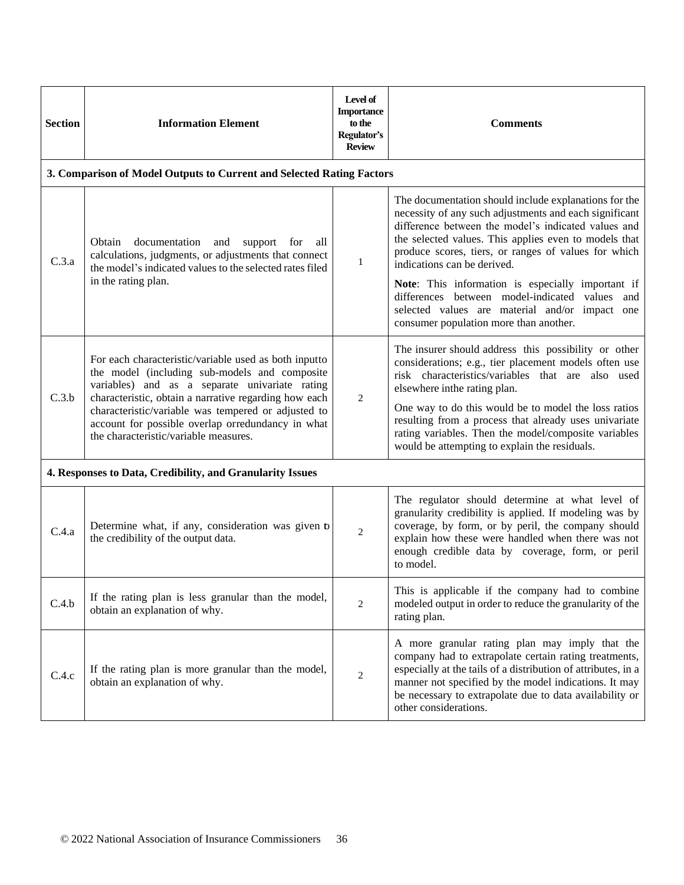| Section | Information Element | Level of Importance to the Regulator's Review | Comments |
|---|---|---|---|
| **3. Comparison of Model Outputs to Current and Selected Rating Factors** | | | |
| C.3.a | Obtain documentation and support for all calculations, judgments, or adjustments that connect the model's indicated values to the selected rates filed in the rating plan. | 1 | The documentation should include explanations for the necessity of any such adjustments and each significant difference between the model's indicated values and the selected values. This applies even to models that produce scores, tiers, or ranges of values for which indications can be derived.<br><br>**Note**: This information is especially important if differences between model-indicated values and selected values are material and/or impact one consumer population more than another. |
| C.3.b | For each characteristic/variable used as both inputto the model (including sub-models and composite variables) and as a separate univariate rating characteristic, obtain a narrative regarding how each characteristic/variable was tempered or adjusted to account for possible overlap orredundancy in what the characteristic/variable measures. | 2 | The insurer should address this possibility or other considerations; e.g., tier placement models often use risk characteristics/variables that are also used elsewhere inthe rating plan.<br><br>One way to do this would be to model the loss ratios resulting from a process that already uses univariate rating variables. Then the model/composite variables would be attempting to explain the residuals. |
| **4. Responses to Data, Credibility, and Granularity Issues** | | | |
| C.4.a | Determine what, if any, consideration was given to the credibility of the output data. | 2 | The regulator should determine at what level of granularity credibility is applied. If modeling was by coverage, by form, or by peril, the company should explain how these were handled when there was not enough credible data by coverage, form, or peril to model. |
| C.4.b | If the rating plan is less granular than the model, obtain an explanation of why. | 2 | This is applicable if the company had to combine modeled output in order to reduce the granularity of the rating plan. |
| C.4.c | If the rating plan is more granular than the model, obtain an explanation of why. | 2 | A more granular rating plan may imply that the company had to extrapolate certain rating treatments, especially at the tails of a distribution of attributes, in a manner not specified by the model indications. It may be necessary to extrapolate due to data availability or other considerations. |

© 2022 National Association of Insurance Commissioners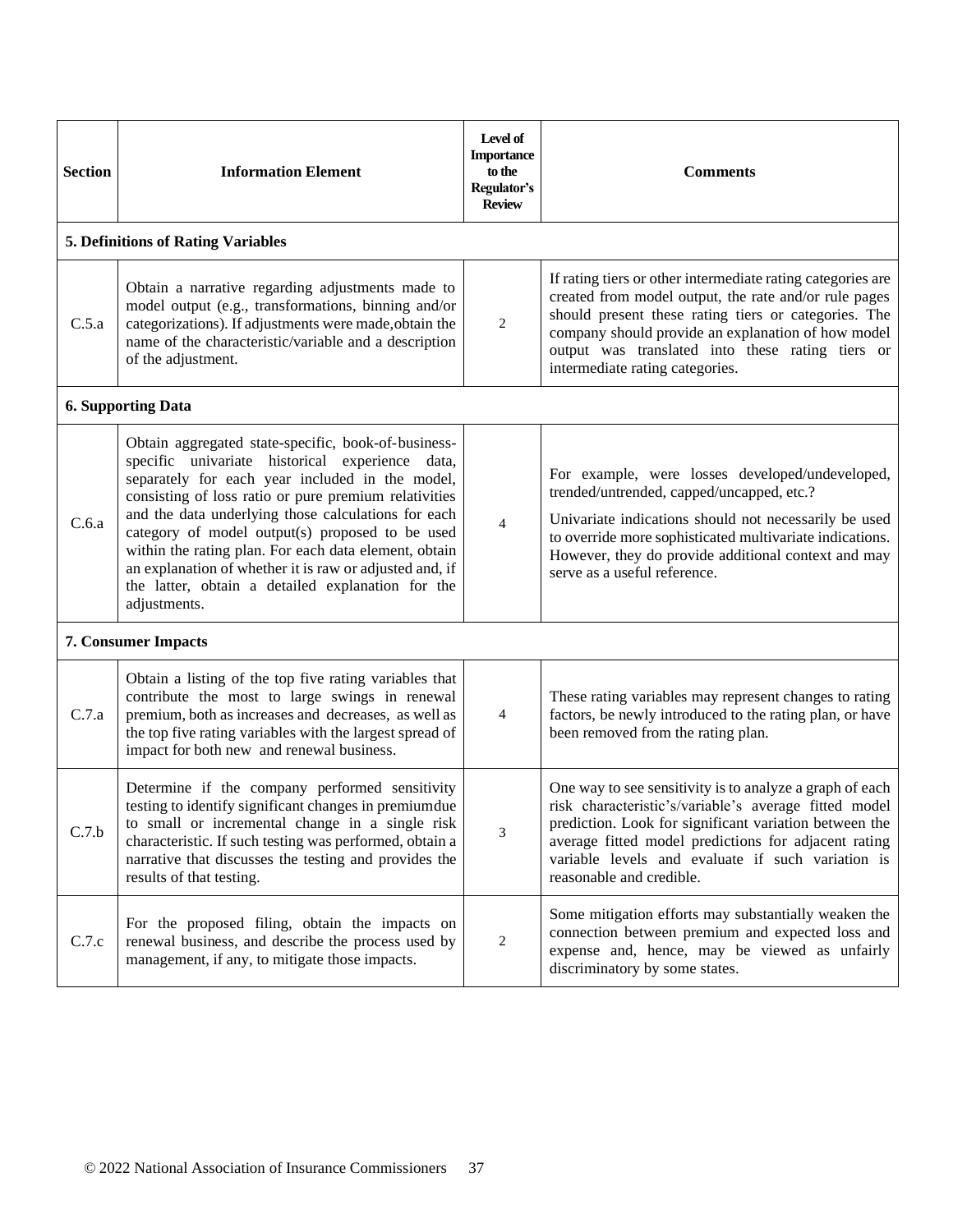| Section | Information Element | Level of Importance to the Regulator's Review | Comments |
|---|---|---|---|
| **5. Definitions of Rating Variables** | | | |
| C.5.a | Obtain a narrative regarding adjustments made to model output (e.g., transformations, binning and/or categorizations). If adjustments were made, obtain the name of the characteristic/variable and a description of the adjustment. | 2 | If rating tiers or other intermediate rating categories are created from model output, the rate and/or rule pages should present these rating tiers or categories. The company should provide an explanation of how model output was translated into these rating tiers or intermediate rating categories. |
| **6. Supporting Data** | | | |
| C.6.a | Obtain aggregated state-specific, book-of-business-specific univariate historical experience data, separately for each year included in the model, consisting of loss ratio or pure premium relativities and the data underlying those calculations for each category of model output(s) proposed to be used within the rating plan. For each data element, obtain an explanation of whether it is raw or adjusted and, if the latter, obtain a detailed explanation for the adjustments. | 4 | For example, were losses developed/undeveloped, trended/untrended, capped/uncapped, etc.? <br><br> Univariate indications should not necessarily be used to override more sophisticated multivariate indications. However, they do provide additional context and may serve as a useful reference. |
| **7. Consumer Impacts** | | | |
| C.7.a | Obtain a listing of the top five rating variables that contribute the most to large swings in renewal premium, both as increases and decreases, as well as the top five rating variables with the largest spread of impact for both new and renewal business. | 4 | These rating variables may represent changes to rating factors, be newly introduced to the rating plan, or have been removed from the rating plan. |
| C.7.b | Determine if the company performed sensitivity testing to identify significant changes in premium due to small or incremental change in a single risk characteristic. If such testing was performed, obtain a narrative that discusses the testing and provides the results of that testing. | 3 | One way to see sensitivity is to analyze a graph of each risk characteristic's/variable's average fitted model prediction. Look for significant variation between the average fitted model predictions for adjacent rating variable levels and evaluate if such variation is reasonable and credible. |
| C.7.c | For the proposed filing, obtain the impacts on renewal business, and describe the process used by management, if any, to mitigate those impacts. | 2 | Some mitigation efforts may substantially weaken the connection between premium and expected loss and expense and, hence, may be viewed as unfairly discriminatory by some states. |

© 2022 National Association of Insurance Commissioners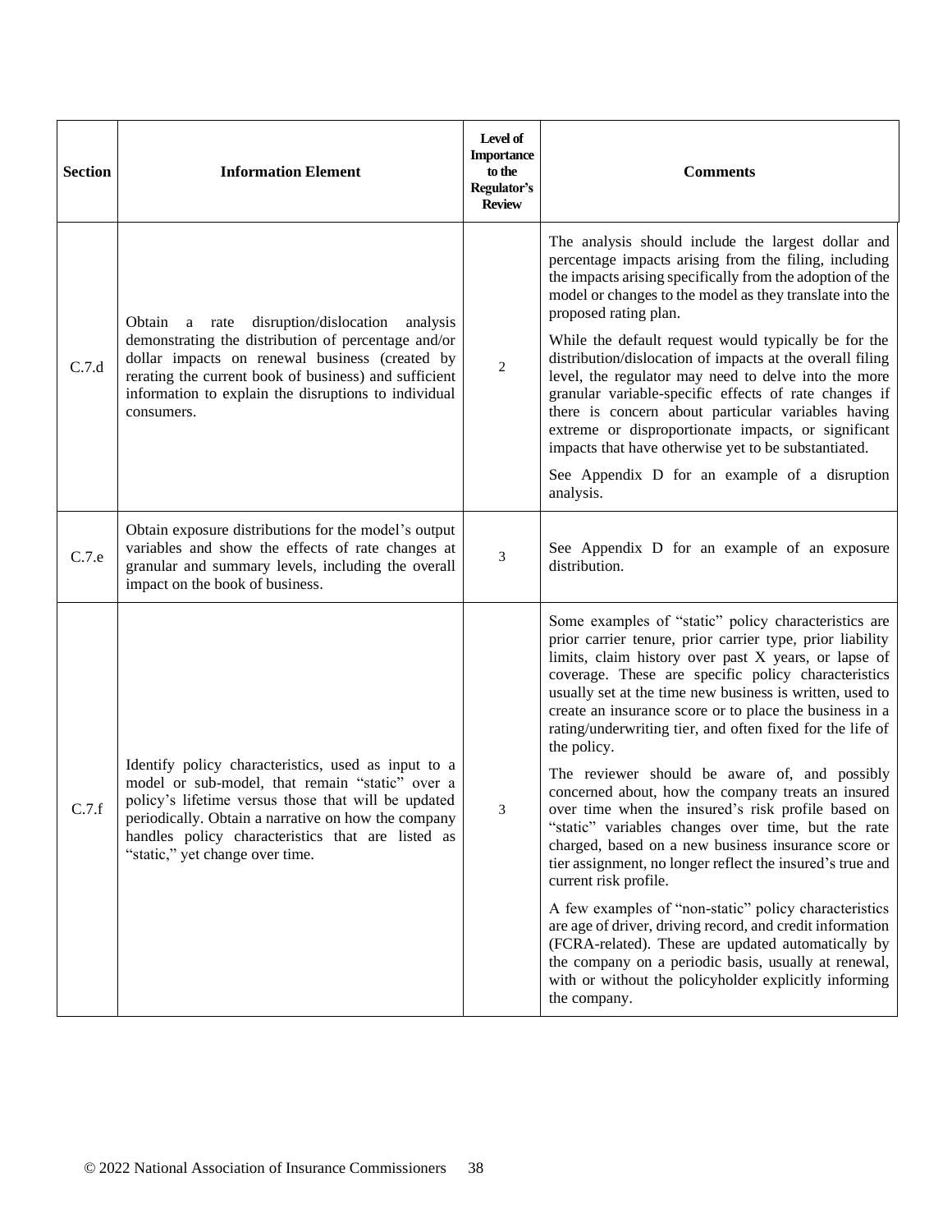| Section | Information Element | Level of Importance to the Regulator's Review | Comments |
|---|---|---|---|
| C.7.d | Obtain a rate disruption/dislocation analysis demonstrating the distribution of percentage and/or dollar impacts on renewal business (created by rerating the current book of business) and sufficient information to explain the disruptions to individual consumers. | 2 | The analysis should include the largest dollar and percentage impacts arising from the filing, including the impacts arising specifically from the adoption of the model or changes to the model as they translate into the proposed rating plan.<br><br>While the default request would typically be for the distribution/dislocation of impacts at the overall filing level, the regulator may need to delve into the more granular variable-specific effects of rate changes if there is concern about particular variables having extreme or disproportionate impacts, or significant impacts that have otherwise yet to be substantiated.<br><br>See Appendix D for an example of a disruption analysis. |
| C.7.e | Obtain exposure distributions for the model's output variables and show the effects of rate changes at granular and summary levels, including the overall impact on the book of business. | 3 | See Appendix D for an example of an exposure distribution. |
| C.7.f | Identify policy characteristics, used as input to a model or sub-model, that remain "static" over a policy's lifetime versus those that will be updated periodically. Obtain a narrative on how the company handles policy characteristics that are listed as "static," yet change over time. | 3 | Some examples of "static" policy characteristics are prior carrier tenure, prior carrier type, prior liability limits, claim history over past X years, or lapse of coverage. These are specific policy characteristics usually set at the time new business is written, used to create an insurance score or to place the business in a rating/underwriting tier, and often fixed for the life of the policy.<br><br>The reviewer should be aware of, and possibly concerned about, how the company treats an insured over time when the insured's risk profile based on "static" variables changes over time, but the rate charged, based on a new business insurance score or tier assignment, no longer reflect the insured's true and current risk profile.<br><br>A few examples of "non-static" policy characteristics are age of driver, driving record, and credit information (FCRA-related). These are updated automatically by the company on a periodic basis, usually at renewal, with or without the policyholder explicitly informing the company. |

© 2022 National Association of Insurance Commissioners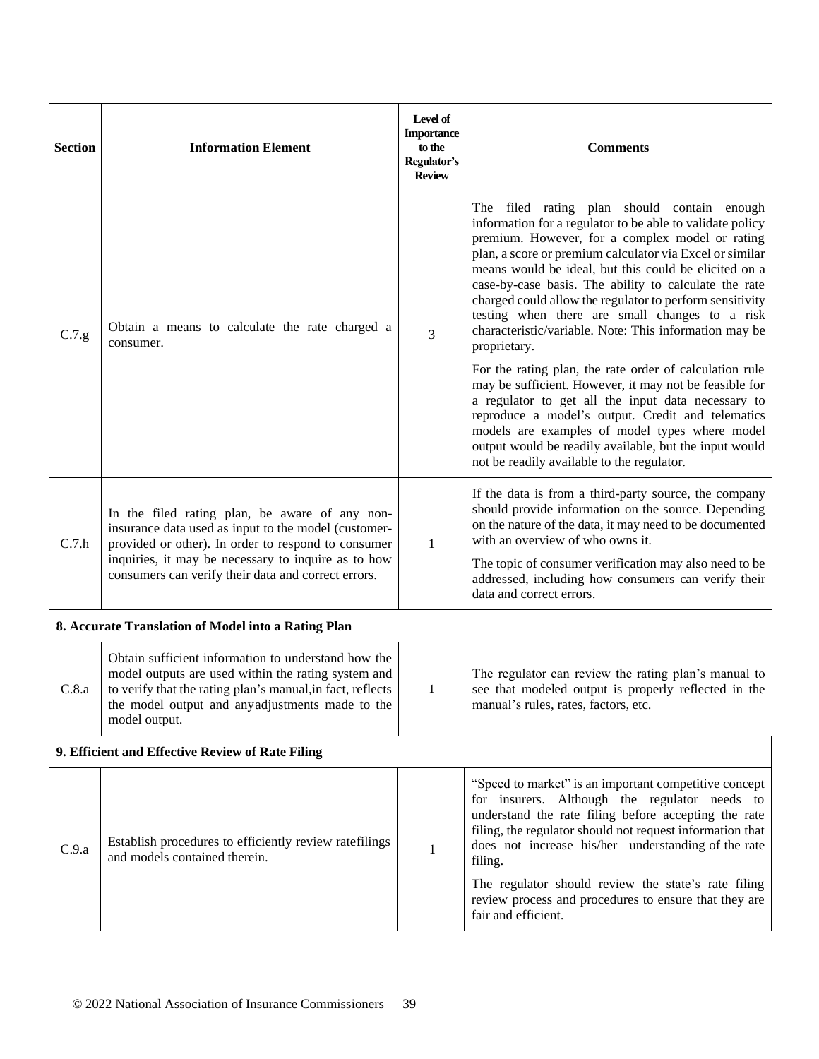| Section | Information Element | Level of Importance to the Regulator's Review | Comments |
|---|---|---|---|
| C.7.g | Obtain a means to calculate the rate charged a consumer. | 3 | The filed rating plan should contain enough information for a regulator to be able to validate policy premium. However, for a complex model or rating plan, a score or premium calculator via Excel or similar means would be ideal, but this could be elicited on a case-by-case basis. The ability to calculate the rate charged could allow the regulator to perform sensitivity testing when there are small changes to a risk characteristic/variable. Note: This information may be proprietary.<br><br>For the rating plan, the rate order of calculation rule may be sufficient. However, it may not be feasible for a regulator to get all the input data necessary to reproduce a model's output. Credit and telematics models are examples of model types where model output would be readily available, but the input would not be readily available to the regulator. |
| C.7.h | In the filed rating plan, be aware of any non-insurance data used as input to the model (customer-provided or other). In order to respond to consumer inquiries, it may be necessary to inquire as to how consumers can verify their data and correct errors. | 1 | If the data is from a third-party source, the company should provide information on the source. Depending on the nature of the data, it may need to be documented with an overview of who owns it.<br><br>The topic of consumer verification may also need to be addressed, including how consumers can verify their data and correct errors. |
| **8. Accurate Translation of Model into a Rating Plan** | | | |
| C.8.a | Obtain sufficient information to understand how the model outputs are used within the rating system and to verify that the rating plan's manual,in fact, reflects the model output and anyadjustments made to the model output. | 1 | The regulator can review the rating plan's manual to see that modeled output is properly reflected in the manual's rules, rates, factors, etc. |
| **9. Efficient and Effective Review of Rate Filing** | | | |
| C.9.a | Establish procedures to efficiently review ratefilings and models contained therein. | 1 | "Speed to market" is an important competitive concept for insurers. Although the regulator needs to understand the rate filing before accepting the rate filing, the regulator should not request information that does not increase his/her understanding of the rate filing.<br><br>The regulator should review the state's rate filing review process and procedures to ensure that they are fair and efficient. |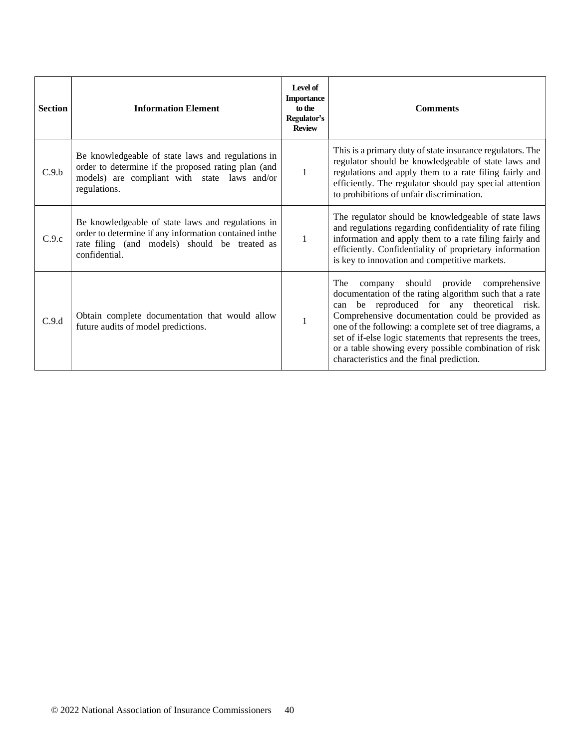| Section | Information Element | Level of Importance to the Regulator's Review | Comments |
|---|---|---|---|
| C.9.b | Be knowledgeable of state laws and regulations in order to determine if the proposed rating plan (and models) are compliant with state laws and/or regulations. | 1 | This is a primary duty of state insurance regulators. The regulator should be knowledgeable of state laws and regulations and apply them to a rate filing fairly and efficiently. The regulator should pay special attention to prohibitions of unfair discrimination. |
| C.9.c | Be knowledgeable of state laws and regulations in order to determine if any information contained inthe rate filing (and models) should be treated as confidential. | 1 | The regulator should be knowledgeable of state laws and regulations regarding confidentiality of rate filing information and apply them to a rate filing fairly and efficiently. Confidentiality of proprietary information is key to innovation and competitive markets. |
| C.9.d | Obtain complete documentation that would allow future audits of model predictions. | 1 | The company should provide comprehensive documentation of the rating algorithm such that a rate can be reproduced for any theoretical risk. Comprehensive documentation could be provided as one of the following: a complete set of tree diagrams, a set of if-else logic statements that represents the trees, or a table showing every possible combination of risk characteristics and the final prediction. |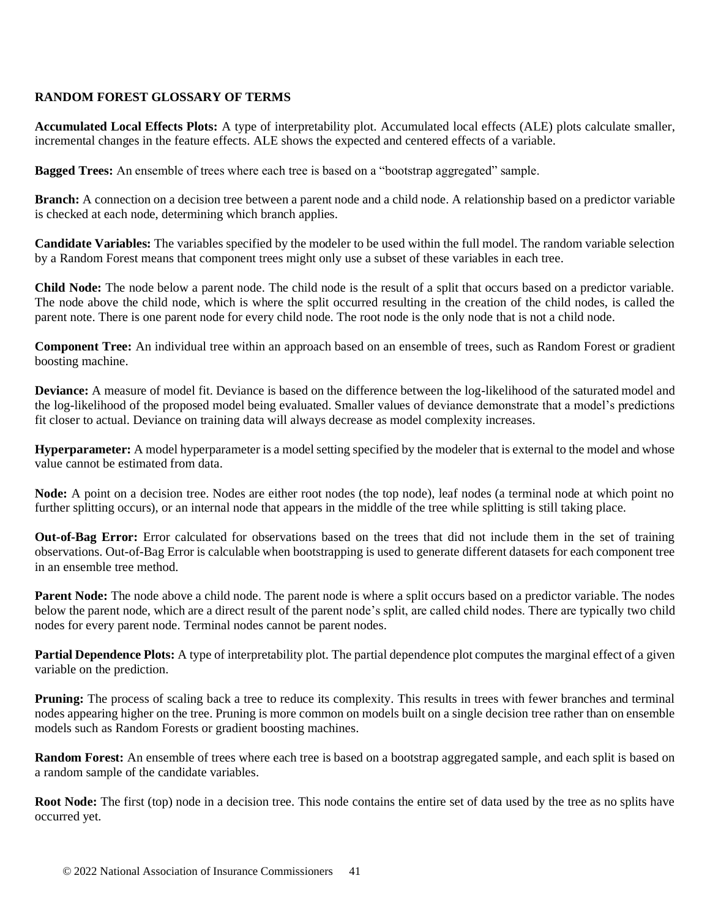**RANDOM FOREST GLOSSARY OF TERMS**

**Accumulated Local Effects Plots:** A type of interpretability plot. Accumulated local effects (ALE) plots calculate smaller, incremental changes in the feature effects. ALE shows the expected and centered effects of a variable.

**Bagged Trees:** An ensemble of trees where each tree is based on a "bootstrap aggregated" sample.

**Branch:** A connection on a decision tree between a parent node and a child node. A relationship based on a predictor variable is checked at each node, determining which branch applies.

**Candidate Variables:** The variables specified by the modeler to be used within the full model. The random variable selection by a Random Forest means that component trees might only use a subset of these variables in each tree.

**Child Node:** The node below a parent node. The child node is the result of a split that occurs based on a predictor variable. The node above the child node, which is where the split occurred resulting in the creation of the child nodes, is called the parent note. There is one parent node for every child node. The root node is the only node that is not a child node.

**Component Tree:** An individual tree within an approach based on an ensemble of trees, such as Random Forest or gradient boosting machine.

**Deviance:** A measure of model fit. Deviance is based on the difference between the log-likelihood of the saturated model and the log-likelihood of the proposed model being evaluated. Smaller values of deviance demonstrate that a model's predictions fit closer to actual. Deviance on training data will always decrease as model complexity increases.

**Hyperparameter:** A model hyperparameter is a model setting specified by the modeler that is external to the model and whose value cannot be estimated from data.

**Node:** A point on a decision tree. Nodes are either root nodes (the top node), leaf nodes (a terminal node at which point no further splitting occurs), or an internal node that appears in the middle of the tree while splitting is still taking place.

**Out-of-Bag Error:** Error calculated for observations based on the trees that did not include them in the set of training observations. Out-of-Bag Error is calculable when bootstrapping is used to generate different datasets for each component tree in an ensemble tree method.

**Parent Node:** The node above a child node. The parent node is where a split occurs based on a predictor variable. The nodes below the parent node, which are a direct result of the parent node's split, are called child nodes. There are typically two child nodes for every parent node. Terminal nodes cannot be parent nodes.

**Partial Dependence Plots:** A type of interpretability plot. The partial dependence plot computes the marginal effect of a given variable on the prediction.

**Pruning:** The process of scaling back a tree to reduce its complexity. This results in trees with fewer branches and terminal nodes appearing higher on the tree. Pruning is more common on models built on a single decision tree rather than on ensemble models such as Random Forests or gradient boosting machines.

**Random Forest:** An ensemble of trees where each tree is based on a bootstrap aggregated sample, and each split is based on a random sample of the candidate variables.

**Root Node:** The first (top) node in a decision tree. This node contains the entire set of data used by the tree as no splits have occurred yet.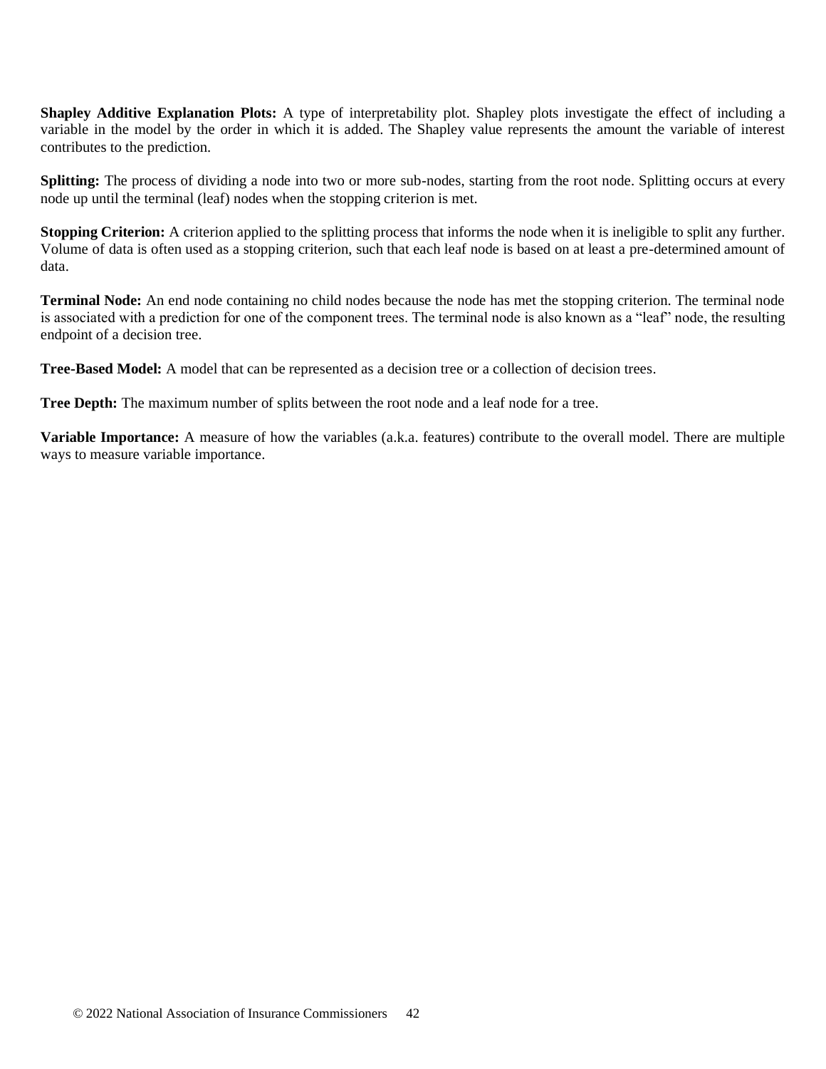**Shapley Additive Explanation Plots:** A type of interpretability plot. Shapley plots investigate the effect of including a variable in the model by the order in which it is added. The Shapley value represents the amount the variable of interest contributes to the prediction.

**Splitting:** The process of dividing a node into two or more sub-nodes, starting from the root node. Splitting occurs at every node up until the terminal (leaf) nodes when the stopping criterion is met.

**Stopping Criterion:** A criterion applied to the splitting process that informs the node when it is ineligible to split any further. Volume of data is often used as a stopping criterion, such that each leaf node is based on at least a pre-determined amount of data.

**Terminal Node:** An end node containing no child nodes because the node has met the stopping criterion. The terminal node is associated with a prediction for one of the component trees. The terminal node is also known as a "leaf" node, the resulting endpoint of a decision tree.

**Tree-Based Model:** A model that can be represented as a decision tree or a collection of decision trees.

**Tree Depth:** The maximum number of splits between the root node and a leaf node for a tree.

**Variable Importance:** A measure of how the variables (a.k.a. features) contribute to the overall model. There are multiple ways to measure variable importance.